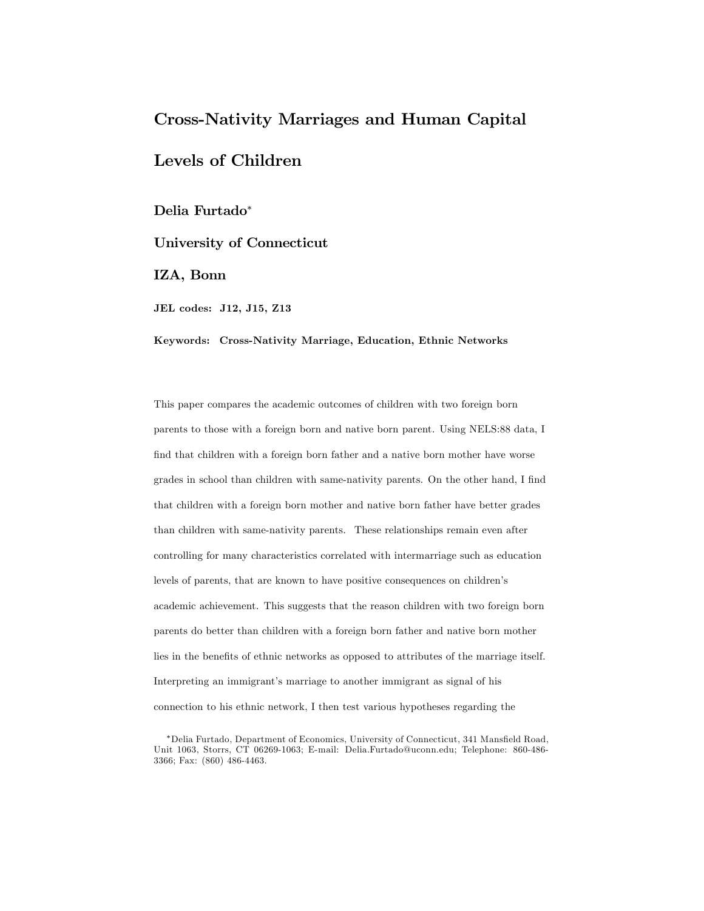# Cross-Nativity Marriages and Human Capital Levels of Children

**Delia Furtado**[*]

**University of Connecticut**

**IZA, Bonn**

**JEL codes: J12, J15, Z13**

**Keywords: Cross-Nativity Marriage, Education, Ethnic Networks**

This paper compares the academic outcomes of children with two foreign born parents to those with a foreign born and native born parent. Using NELS:88 data, I find that children with a foreign born father and a native born mother have worse grades in school than children with same-nativity parents. On the other hand, I find that children with a foreign born mother and native born father have better grades than children with same-nativity parents. These relationships remain even after controlling for many characteristics correlated with intermarriage such as education levels of parents, that are known to have positive consequences on children's academic achievement. This suggests that the reason children with two foreign born parents do better than children with a foreign born father and native born mother lies in the benefits of ethnic networks as opposed to attributes of the marriage itself. Interpreting an immigrant's marriage to another immigrant as signal of his connection to his ethnic network, I then test various hypotheses regarding the

[*]Delia Furtado, Department of Economics, University of Connecticut, 341 Mansfield Road, Unit 1063, Storrs, CT 06269-1063; E-mail: Delia.Furtado@uconn.edu; Telephone: 860-486-3366; Fax: (860) 486-4463.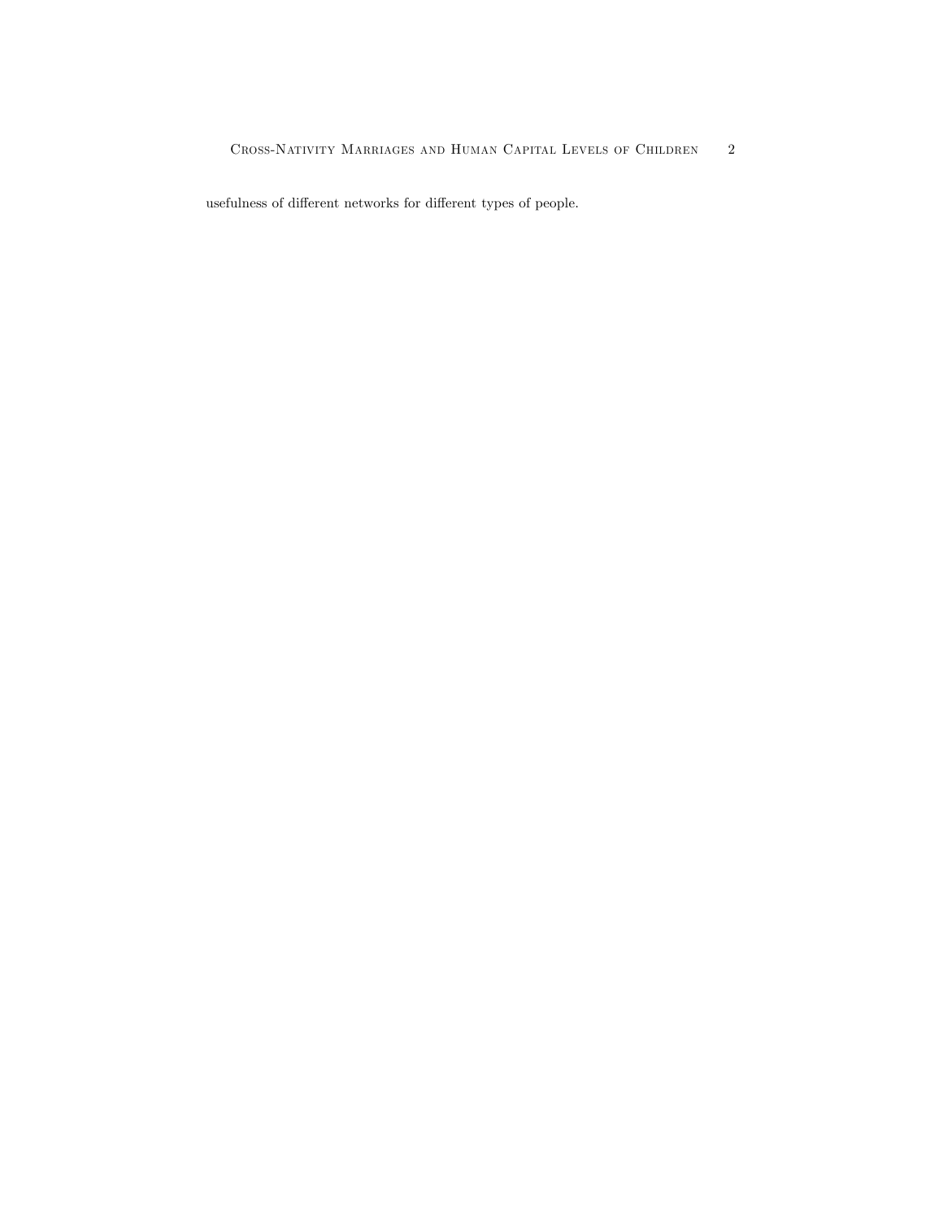usefulness of different networks for different types of people.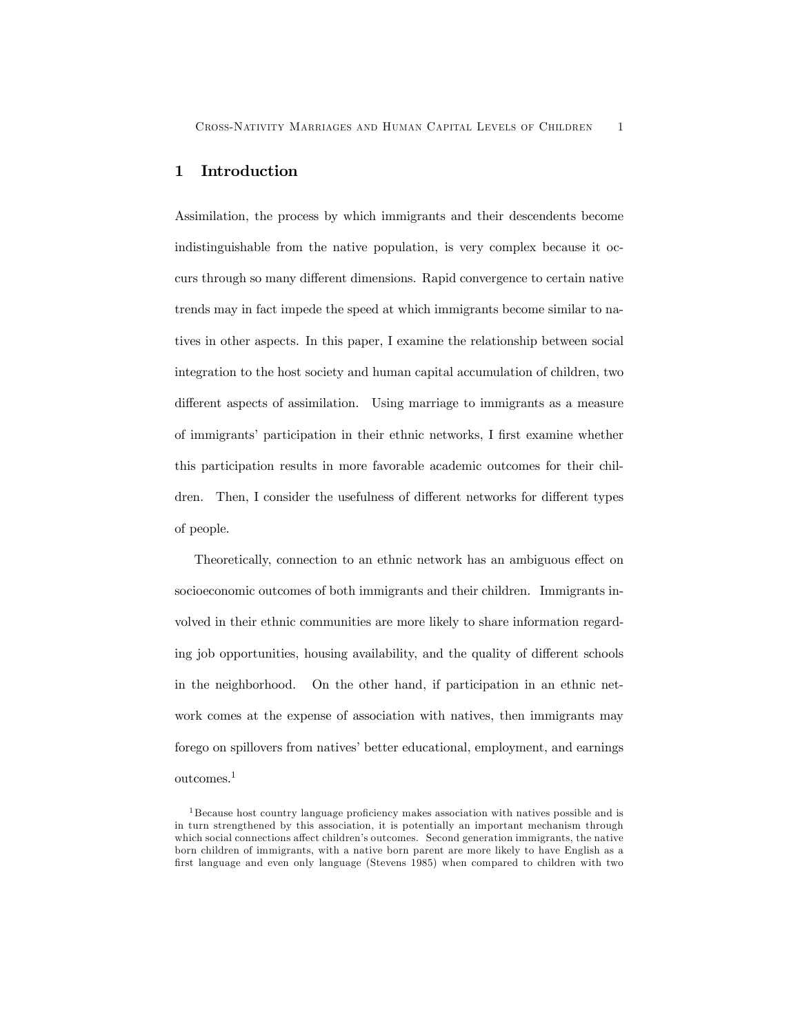# 1 Introduction

Assimilation, the process by which immigrants and their descendents become indistinguishable from the native population, is very complex because it occurs through so many different dimensions. Rapid convergence to certain native trends may in fact impede the speed at which immigrants become similar to natives in other aspects. In this paper, I examine the relationship between social integration to the host society and human capital accumulation of children, two different aspects of assimilation. Using marriage to immigrants as a measure of immigrants' participation in their ethnic networks, I first examine whether this participation results in more favorable academic outcomes for their children. Then, I consider the usefulness of different networks for different types of people.

Theoretically, connection to an ethnic network has an ambiguous effect on socioeconomic outcomes of both immigrants and their children. Immigrants involved in their ethnic communities are more likely to share information regarding job opportunities, housing availability, and the quality of different schools in the neighborhood. On the other hand, if participation in an ethnic network comes at the expense of association with natives, then immigrants may forego on spillovers from natives' better educational, employment, and earnings outcomes.[1]

[1]Because host country language proficiency makes association with natives possible and is in turn strengthened by this association, it is potentially an important mechanism through which social connections affect children's outcomes. Second generation immigrants, the native born children of immigrants, with a native born parent are more likely to have English as a first language and even only language (Stevens 1985) when compared to children with two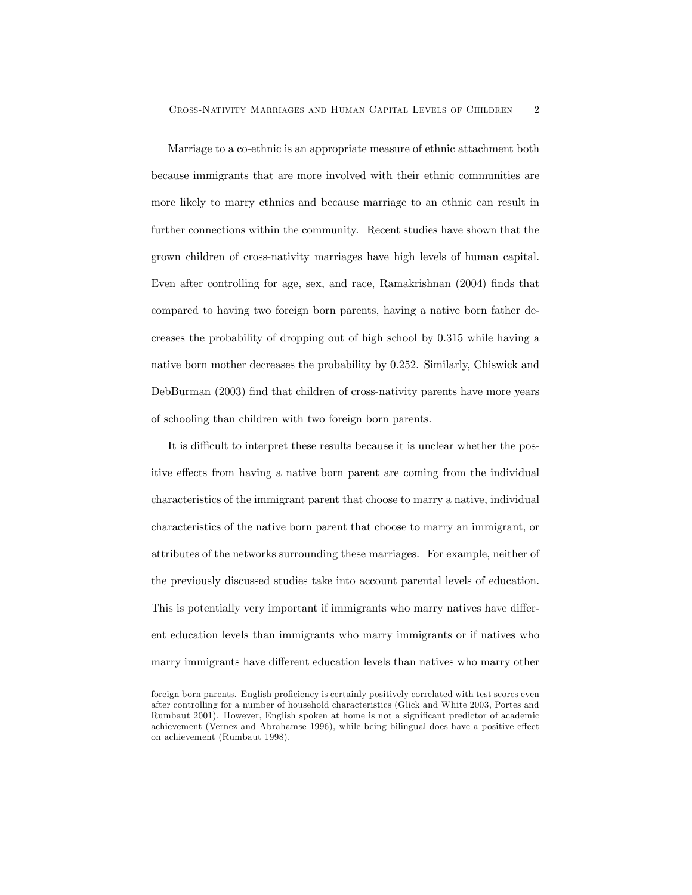Marriage to a co-ethnic is an appropriate measure of ethnic attachment both because immigrants that are more involved with their ethnic communities are more likely to marry ethnics and because marriage to an ethnic can result in further connections within the community. Recent studies have shown that the grown children of cross-nativity marriages have high levels of human capital. Even after controlling for age, sex, and race, Ramakrishnan (2004) finds that compared to having two foreign born parents, having a native born father decreases the probability of dropping out of high school by 0.315 while having a native born mother decreases the probability by 0.252. Similarly, Chiswick and DebBurman (2003) find that children of cross-nativity parents have more years of schooling than children with two foreign born parents.

It is difficult to interpret these results because it is unclear whether the positive effects from having a native born parent are coming from the individual characteristics of the immigrant parent that choose to marry a native, individual characteristics of the native born parent that choose to marry an immigrant, or attributes of the networks surrounding these marriages. For example, neither of the previously discussed studies take into account parental levels of education. This is potentially very important if immigrants who marry natives have different education levels than immigrants who marry immigrants or if natives who marry immigrants have different education levels than natives who marry other

foreign born parents. English proficiency is certainly positively correlated with test scores even after controlling for a number of household characteristics (Glick and White 2003, Portes and Rumbaut 2001). However, English spoken at home is not a significant predictor of academic achievement (Vernez and Abrahamse 1996), while being bilingual does have a positive effect on achievement (Rumbaut 1998).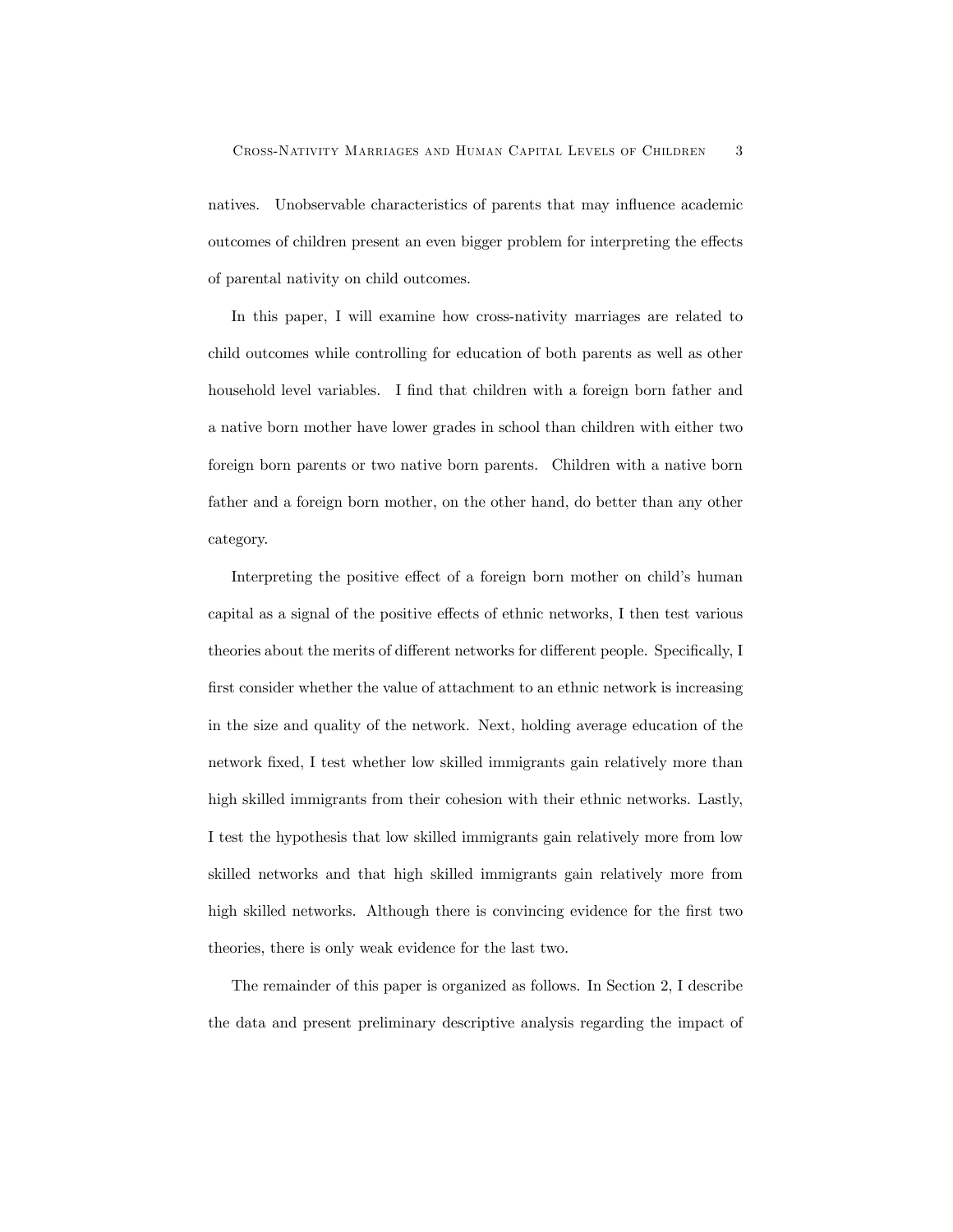natives. Unobservable characteristics of parents that may influence academic outcomes of children present an even bigger problem for interpreting the effects of parental nativity on child outcomes.

In this paper, I will examine how cross-nativity marriages are related to child outcomes while controlling for education of both parents as well as other household level variables. I find that children with a foreign born father and a native born mother have lower grades in school than children with either two foreign born parents or two native born parents. Children with a native born father and a foreign born mother, on the other hand, do better than any other category.

Interpreting the positive effect of a foreign born mother on child's human capital as a signal of the positive effects of ethnic networks, I then test various theories about the merits of different networks for different people. Specifically, I first consider whether the value of attachment to an ethnic network is increasing in the size and quality of the network. Next, holding average education of the network fixed, I test whether low skilled immigrants gain relatively more than high skilled immigrants from their cohesion with their ethnic networks. Lastly, I test the hypothesis that low skilled immigrants gain relatively more from low skilled networks and that high skilled immigrants gain relatively more from high skilled networks. Although there is convincing evidence for the first two theories, there is only weak evidence for the last two.

The remainder of this paper is organized as follows. In Section 2, I describe the data and present preliminary descriptive analysis regarding the impact of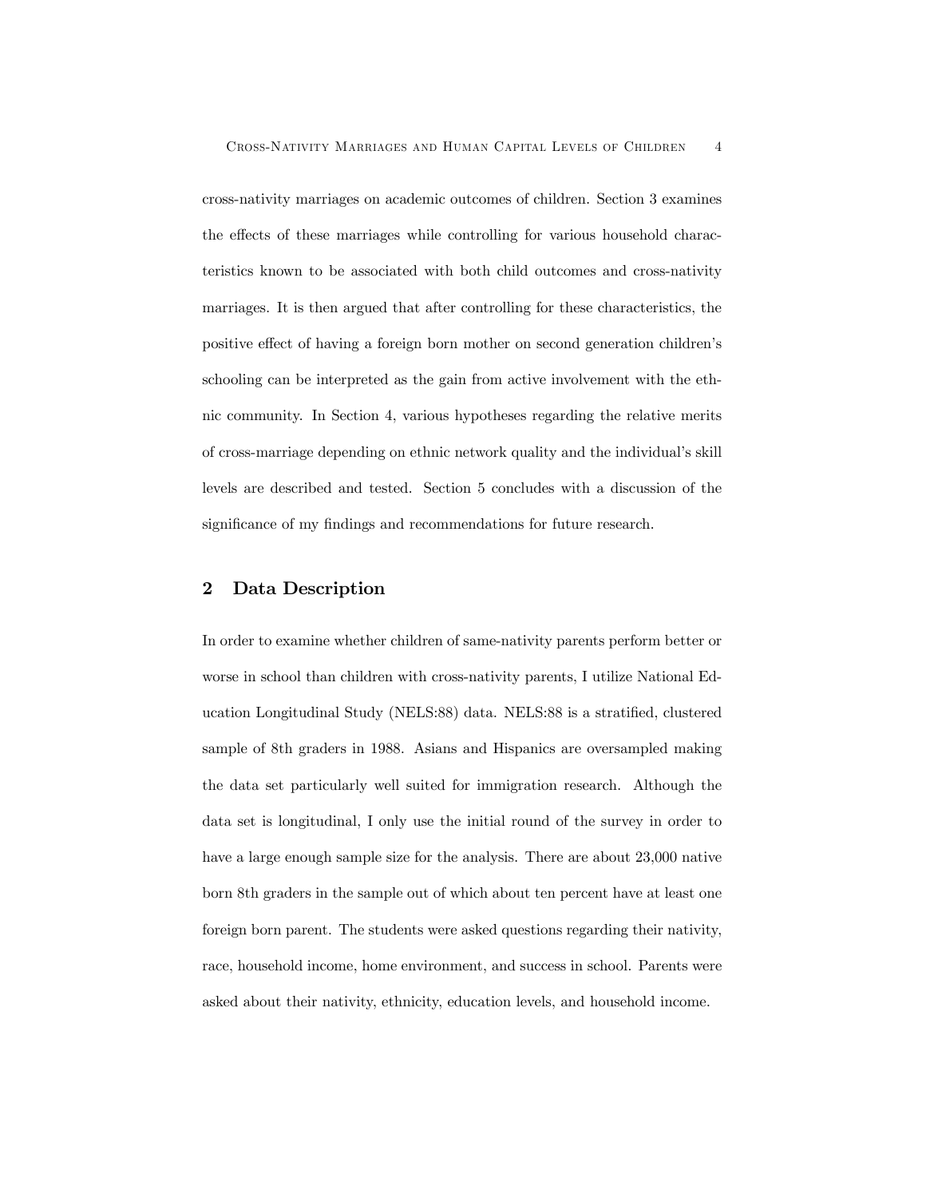cross-nativity marriages on academic outcomes of children. Section 3 examines the effects of these marriages while controlling for various household characteristics known to be associated with both child outcomes and cross-nativity marriages. It is then argued that after controlling for these characteristics, the positive effect of having a foreign born mother on second generation children's schooling can be interpreted as the gain from active involvement with the ethnic community. In Section 4, various hypotheses regarding the relative merits of cross-marriage depending on ethnic network quality and the individual's skill levels are described and tested. Section 5 concludes with a discussion of the significance of my findings and recommendations for future research.

## 2 Data Description

In order to examine whether children of same-nativity parents perform better or worse in school than children with cross-nativity parents, I utilize National Education Longitudinal Study (NELS:88) data. NELS:88 is a stratified, clustered sample of 8th graders in 1988. Asians and Hispanics are oversampled making the data set particularly well suited for immigration research. Although the data set is longitudinal, I only use the initial round of the survey in order to have a large enough sample size for the analysis. There are about 23,000 native born 8th graders in the sample out of which about ten percent have at least one foreign born parent. The students were asked questions regarding their nativity, race, household income, home environment, and success in school. Parents were asked about their nativity, ethnicity, education levels, and household income.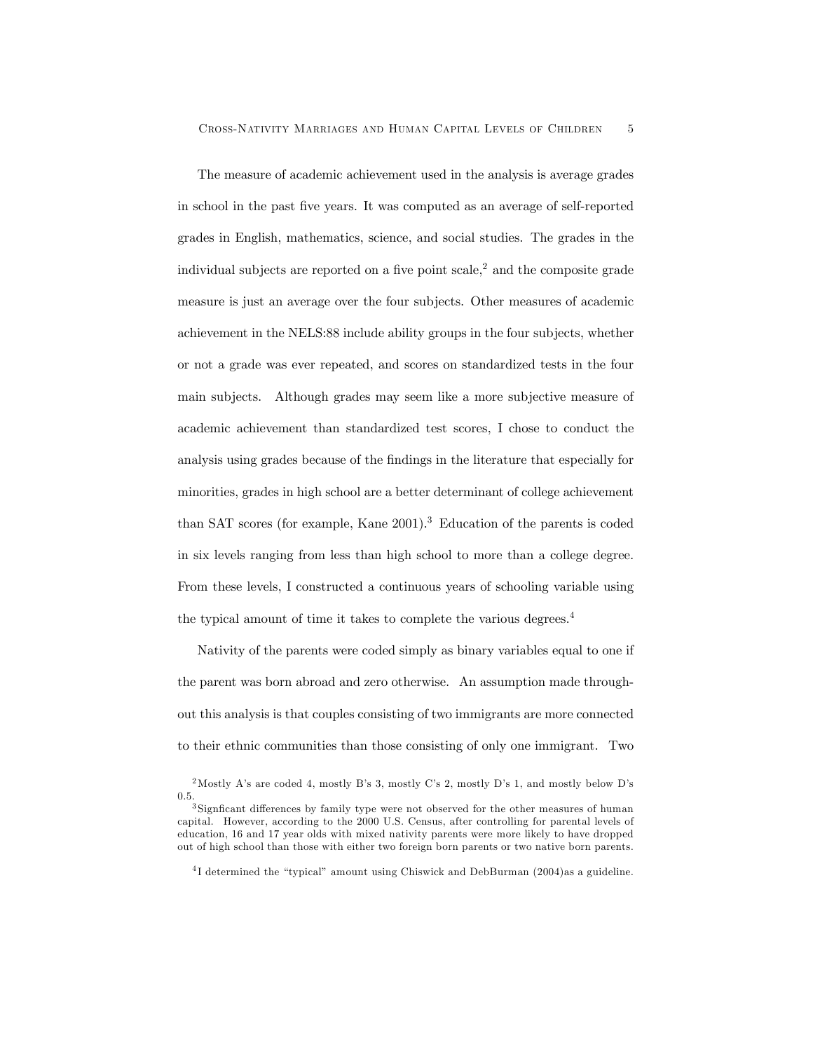The measure of academic achievement used in the analysis is average grades in school in the past five years. It was computed as an average of self-reported grades in English, mathematics, science, and social studies. The grades in the individual subjects are reported on a five point scale,[2] and the composite grade measure is just an average over the four subjects. Other measures of academic achievement in the NELS:88 include ability groups in the four subjects, whether or not a grade was ever repeated, and scores on standardized tests in the four main subjects. Although grades may seem like a more subjective measure of academic achievement than standardized test scores, I chose to conduct the analysis using grades because of the findings in the literature that especially for minorities, grades in high school are a better determinant of college achievement than SAT scores (for example, Kane 2001).[3] Education of the parents is coded in six levels ranging from less than high school to more than a college degree. From these levels, I constructed a continuous years of schooling variable using the typical amount of time it takes to complete the various degrees.[4]

Nativity of the parents were coded simply as binary variables equal to one if the parent was born abroad and zero otherwise. An assumption made throughout this analysis is that couples consisting of two immigrants are more connected to their ethnic communities than those consisting of only one immigrant. Two

[2] Mostly A's are coded 4, mostly B's 3, mostly C's 2, mostly D's 1, and mostly below D's 0.5.

[3] Signficant differences by family type were not observed for the other measures of human capital. However, according to the 2000 U.S. Census, after controlling for parental levels of education, 16 and 17 year olds with mixed nativity parents were more likely to have dropped out of high school than those with either two foreign born parents or two native born parents.

[4] I determined the "typical" amount using Chiswick and DebBurman (2004)as a guideline.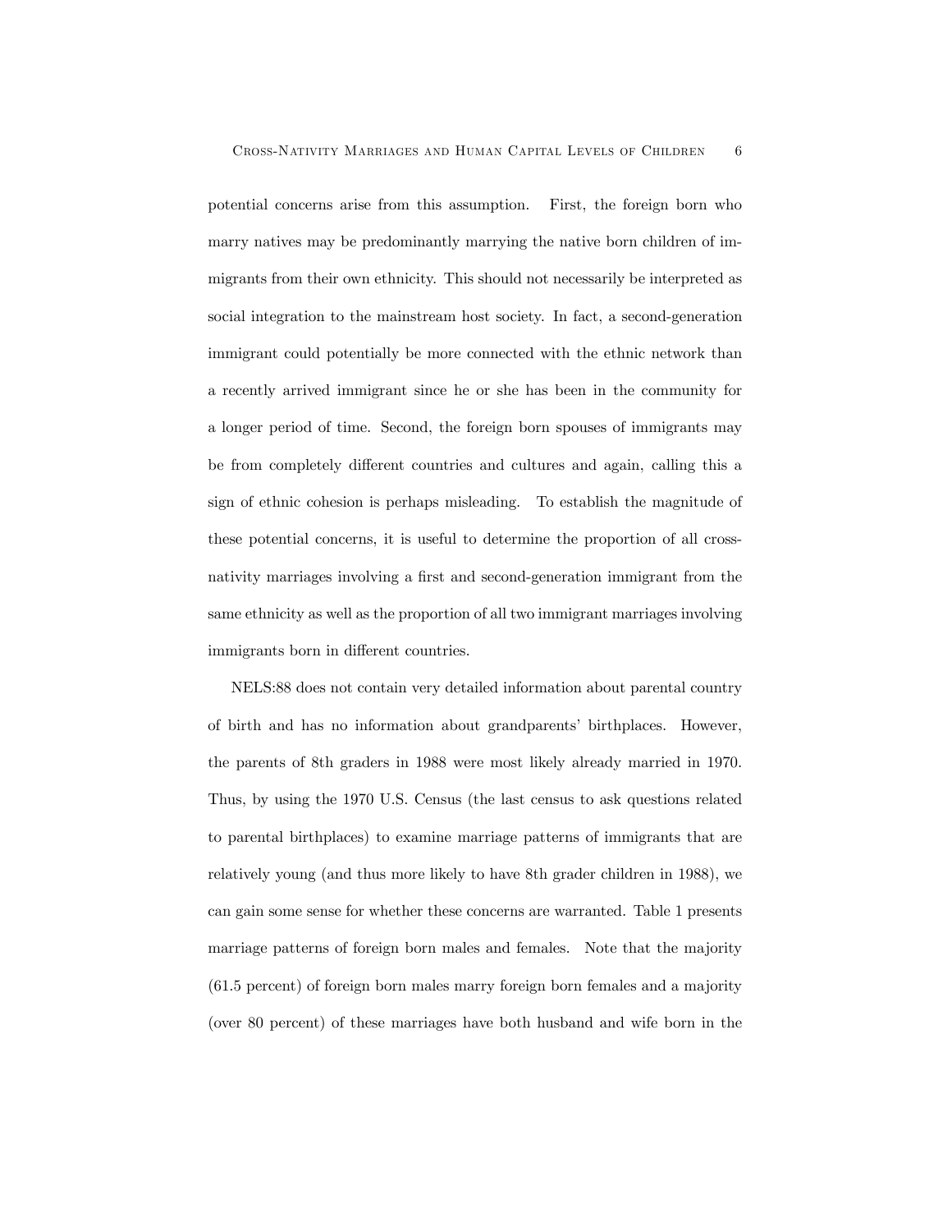potential concerns arise from this assumption. First, the foreign born who marry natives may be predominantly marrying the native born children of immigrants from their own ethnicity. This should not necessarily be interpreted as social integration to the mainstream host society. In fact, a second-generation immigrant could potentially be more connected with the ethnic network than a recently arrived immigrant since he or she has been in the community for a longer period of time. Second, the foreign born spouses of immigrants may be from completely different countries and cultures and again, calling this a sign of ethnic cohesion is perhaps misleading. To establish the magnitude of these potential concerns, it is useful to determine the proportion of all cross-nativity marriages involving a first and second-generation immigrant from the same ethnicity as well as the proportion of all two immigrant marriages involving immigrants born in different countries.

NELS:88 does not contain very detailed information about parental country of birth and has no information about grandparents' birthplaces. However, the parents of 8th graders in 1988 were most likely already married in 1970. Thus, by using the 1970 U.S. Census (the last census to ask questions related to parental birthplaces) to examine marriage patterns of immigrants that are relatively young (and thus more likely to have 8th grader children in 1988), we can gain some sense for whether these concerns are warranted. Table 1 presents marriage patterns of foreign born males and females. Note that the majority (61.5 percent) of foreign born males marry foreign born females and a majority (over 80 percent) of these marriages have both husband and wife born in the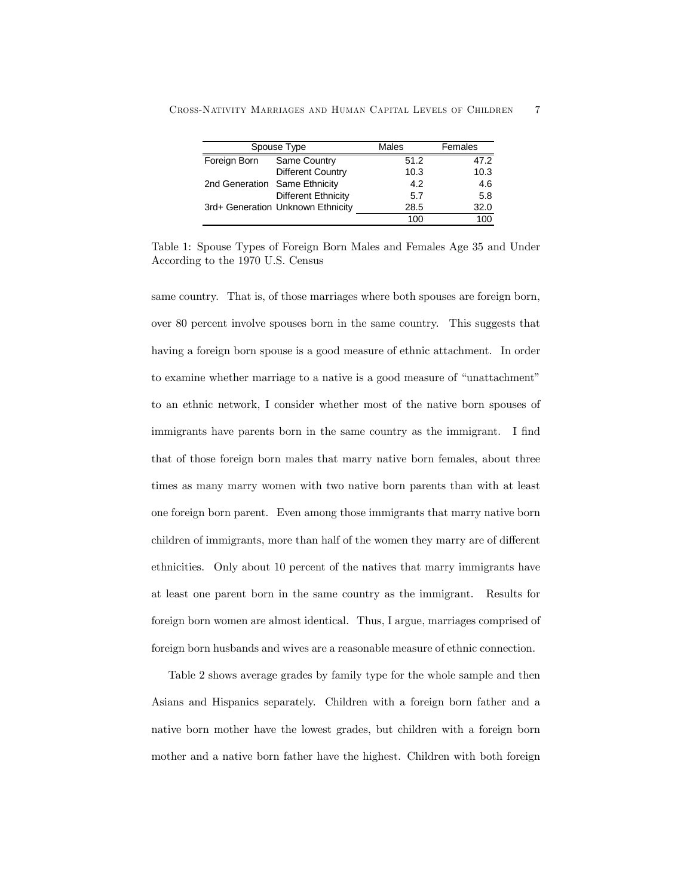| Spouse Type | | Males | Females |
|---|---|---|---|
| Foreign Born | Same Country | 51.2 | 47.2 |
| | Different Country | 10.3 | 10.3 |
| 2nd Generation | Same Ethnicity | 4.2 | 4.6 |
| | Different Ethnicity | 5.7 | 5.8 |
| 3rd+ Generation | Unknown Ethnicity | 28.5 | 32.0 |
| | | 100 | 100 |

Table 1: Spouse Types of Foreign Born Males and Females Age 35 and Under According to the 1970 U.S. Census

same country. That is, of those marriages where both spouses are foreign born, over 80 percent involve spouses born in the same country. This suggests that having a foreign born spouse is a good measure of ethnic attachment. In order to examine whether marriage to a native is a good measure of "unattachment" to an ethnic network, I consider whether most of the native born spouses of immigrants have parents born in the same country as the immigrant. I find that of those foreign born males that marry native born females, about three times as many marry women with two native born parents than with at least one foreign born parent. Even among those immigrants that marry native born children of immigrants, more than half of the women they marry are of different ethnicities. Only about 10 percent of the natives that marry immigrants have at least one parent born in the same country as the immigrant. Results for foreign born women are almost identical. Thus, I argue, marriages comprised of foreign born husbands and wives are a reasonable measure of ethnic connection.

Table 2 shows average grades by family type for the whole sample and then Asians and Hispanics separately. Children with a foreign born father and a native born mother have the lowest grades, but children with a foreign born mother and a native born father have the highest. Children with both foreign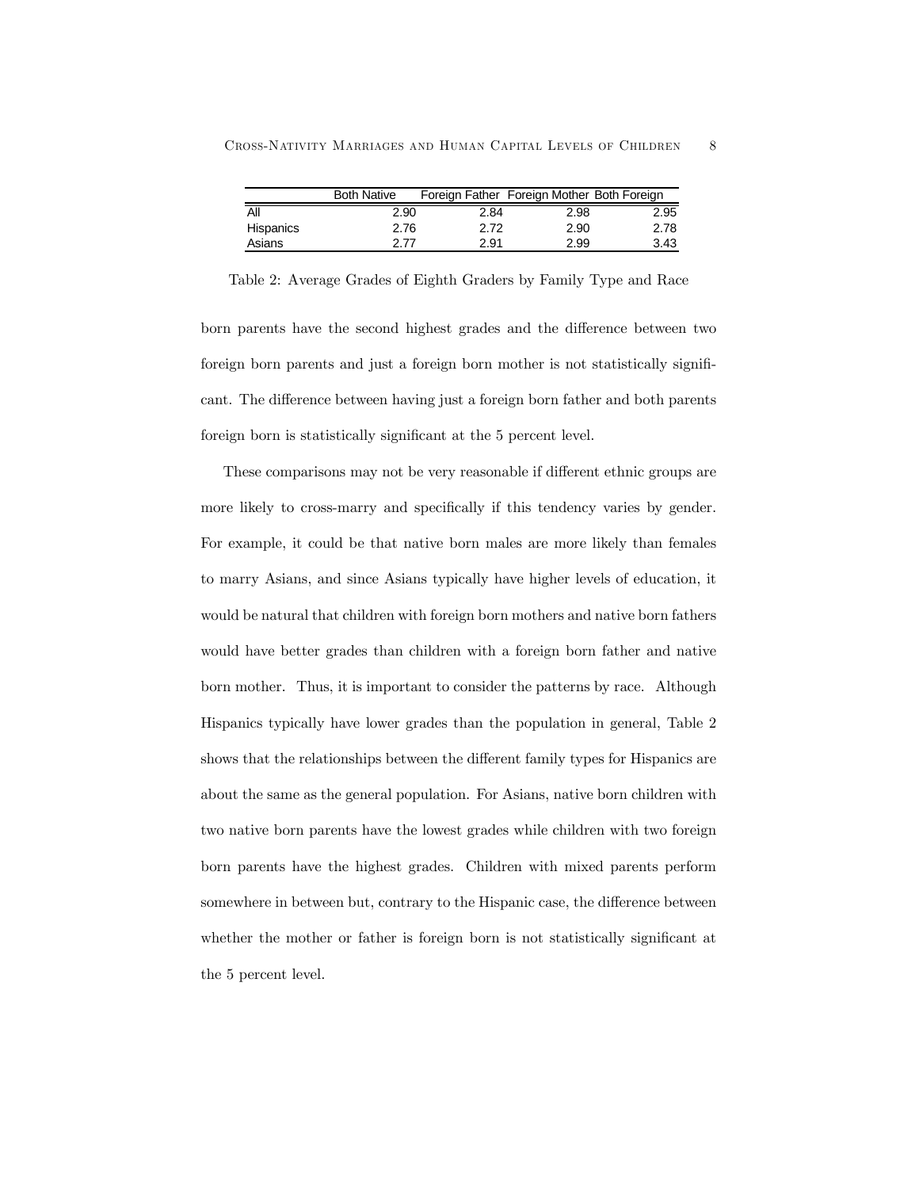| | Both Native | Foreign Father | Foreign Mother | Both Foreign |
|---|---|---|---|---|
| All | 2.90 | 2.84 | 2.98 | 2.95 |
| Hispanics | 2.76 | 2.72 | 2.90 | 2.78 |
| Asians | 2.77 | 2.91 | 2.99 | 3.43 |

Table 2: Average Grades of Eighth Graders by Family Type and Race

born parents have the second highest grades and the difference between two foreign born parents and just a foreign born mother is not statistically significant. The difference between having just a foreign born father and both parents foreign born is statistically significant at the 5 percent level.

These comparisons may not be very reasonable if different ethnic groups are more likely to cross-marry and specifically if this tendency varies by gender. For example, it could be that native born males are more likely than females to marry Asians, and since Asians typically have higher levels of education, it would be natural that children with foreign born mothers and native born fathers would have better grades than children with a foreign born father and native born mother. Thus, it is important to consider the patterns by race. Although Hispanics typically have lower grades than the population in general, Table 2 shows that the relationships between the different family types for Hispanics are about the same as the general population. For Asians, native born children with two native born parents have the lowest grades while children with two foreign born parents have the highest grades. Children with mixed parents perform somewhere in between but, contrary to the Hispanic case, the difference between whether the mother or father is foreign born is not statistically significant at the 5 percent level.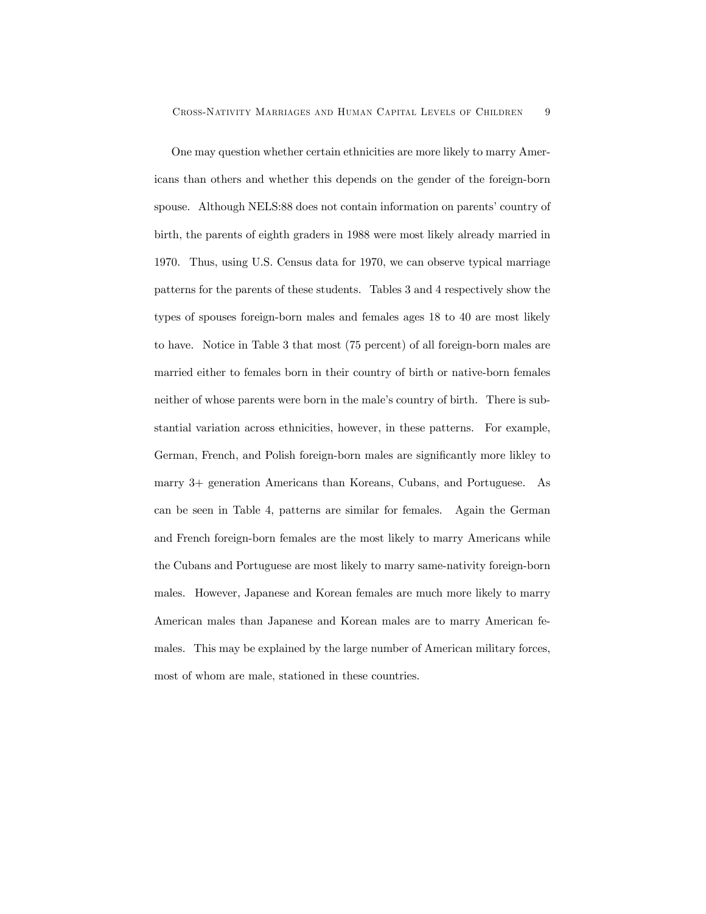One may question whether certain ethnicities are more likely to marry Americans than others and whether this depends on the gender of the foreign-born spouse. Although NELS:88 does not contain information on parents' country of birth, the parents of eighth graders in 1988 were most likely already married in 1970. Thus, using U.S. Census data for 1970, we can observe typical marriage patterns for the parents of these students. Tables 3 and 4 respectively show the types of spouses foreign-born males and females ages 18 to 40 are most likely to have. Notice in Table 3 that most (75 percent) of all foreign-born males are married either to females born in their country of birth or native-born females neither of whose parents were born in the male's country of birth. There is substantial variation across ethnicities, however, in these patterns. For example, German, French, and Polish foreign-born males are significantly more likley to marry 3+ generation Americans than Koreans, Cubans, and Portuguese. As can be seen in Table 4, patterns are similar for females. Again the German and French foreign-born females are the most likely to marry Americans while the Cubans and Portuguese are most likely to marry same-nativity foreign-born males. However, Japanese and Korean females are much more likely to marry American males than Japanese and Korean males are to marry American females. This may be explained by the large number of American military forces, most of whom are male, stationed in these countries.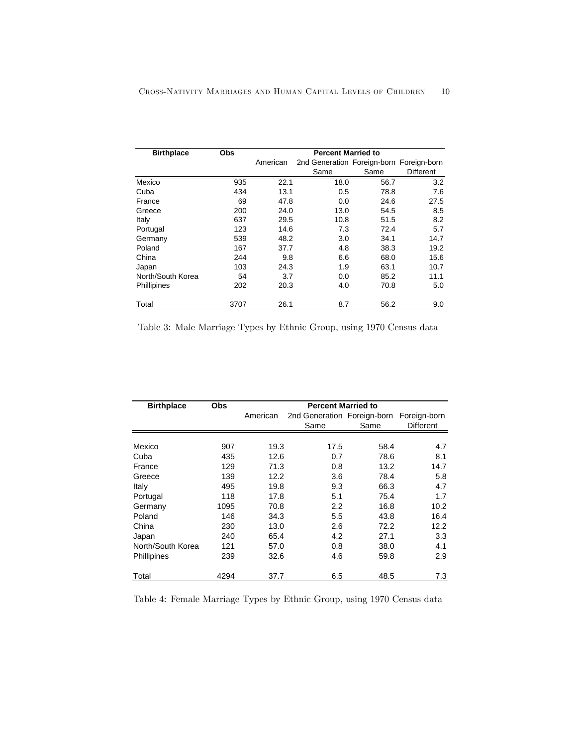| Birthplace | Obs | Percent Married to | | | |
|---|---|---|---|---|---|
| | | American | 2nd Generation Same | Foreign-born Same | Foreign-born Different |
| Mexico | 935 | 22.1 | 18.0 | 56.7 | 3.2 |
| Cuba | 434 | 13.1 | 0.5 | 78.8 | 7.6 |
| France | 69 | 47.8 | 0.0 | 24.6 | 27.5 |
| Greece | 200 | 24.0 | 13.0 | 54.5 | 8.5 |
| Italy | 637 | 29.5 | 10.8 | 51.5 | 8.2 |
| Portugal | 123 | 14.6 | 7.3 | 72.4 | 5.7 |
| Germany | 539 | 48.2 | 3.0 | 34.1 | 14.7 |
| Poland | 167 | 37.7 | 4.8 | 38.3 | 19.2 |
| China | 244 | 9.8 | 6.6 | 68.0 | 15.6 |
| Japan | 103 | 24.3 | 1.9 | 63.1 | 10.7 |
| North/South Korea | 54 | 3.7 | 0.0 | 85.2 | 11.1 |
| Phillipines | 202 | 20.3 | 4.0 | 70.8 | 5.0 |
| Total | 3707 | 26.1 | 8.7 | 56.2 | 9.0 |

Table 3: Male Marriage Types by Ethnic Group, using 1970 Census data

| Birthplace | Obs | Percent Married to | | | |
|---|---|---|---|---|---|
| | | American | 2nd Generation Same | Foreign-born Same | Foreign-born Different |
| Mexico | 907 | 19.3 | 17.5 | 58.4 | 4.7 |
| Cuba | 435 | 12.6 | 0.7 | 78.6 | 8.1 |
| France | 129 | 71.3 | 0.8 | 13.2 | 14.7 |
| Greece | 139 | 12.2 | 3.6 | 78.4 | 5.8 |
| Italy | 495 | 19.8 | 9.3 | 66.3 | 4.7 |
| Portugal | 118 | 17.8 | 5.1 | 75.4 | 1.7 |
| Germany | 1095 | 70.8 | 2.2 | 16.8 | 10.2 |
| Poland | 146 | 34.3 | 5.5 | 43.8 | 16.4 |
| China | 230 | 13.0 | 2.6 | 72.2 | 12.2 |
| Japan | 240 | 65.4 | 4.2 | 27.1 | 3.3 |
| North/South Korea | 121 | 57.0 | 0.8 | 38.0 | 4.1 |
| Phillipines | 239 | 32.6 | 4.6 | 59.8 | 2.9 |
| Total | 4294 | 37.7 | 6.5 | 48.5 | 7.3 |

Table 4: Female Marriage Types by Ethnic Group, using 1970 Census data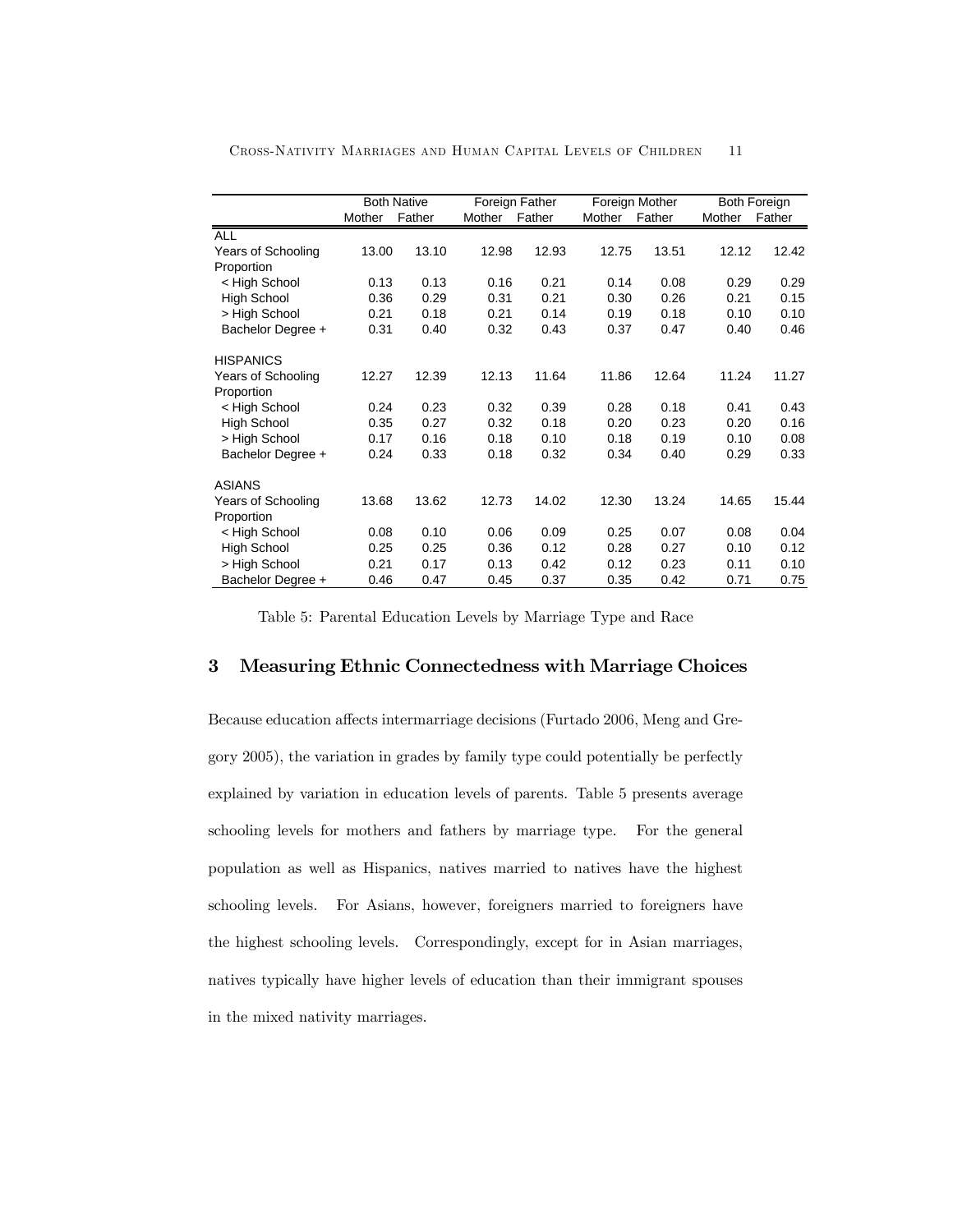| | Both Native | | Foreign Father | | Foreign Mother | | Both Foreign | |
|---|---|---|---|---|---|---|---|---|
| | Mother | Father | Mother | Father | Mother | Father | Mother | Father |
| ALL | | | | | | | | |
| Years of Schooling | 13.00 | 13.10 | 12.98 | 12.93 | 12.75 | 13.51 | 12.12 | 12.42 |
| Proportion | | | | | | | | |
| < High School | 0.13 | 0.13 | 0.16 | 0.21 | 0.14 | 0.08 | 0.29 | 0.29 |
| High School | 0.36 | 0.29 | 0.31 | 0.21 | 0.30 | 0.26 | 0.21 | 0.15 |
| > High School | 0.21 | 0.18 | 0.21 | 0.14 | 0.19 | 0.18 | 0.10 | 0.10 |
| Bachelor Degree + | 0.31 | 0.40 | 0.32 | 0.43 | 0.37 | 0.47 | 0.40 | 0.46 |
| HISPANICS | | | | | | | | |
| Years of Schooling | 12.27 | 12.39 | 12.13 | 11.64 | 11.86 | 12.64 | 11.24 | 11.27 |
| Proportion | | | | | | | | |
| < High School | 0.24 | 0.23 | 0.32 | 0.39 | 0.28 | 0.18 | 0.41 | 0.43 |
| High School | 0.35 | 0.27 | 0.32 | 0.18 | 0.20 | 0.23 | 0.20 | 0.16 |
| > High School | 0.17 | 0.16 | 0.18 | 0.10 | 0.18 | 0.19 | 0.10 | 0.08 |
| Bachelor Degree + | 0.24 | 0.33 | 0.18 | 0.32 | 0.34 | 0.40 | 0.29 | 0.33 |
| ASIANS | | | | | | | | |
| Years of Schooling | 13.68 | 13.62 | 12.73 | 14.02 | 12.30 | 13.24 | 14.65 | 15.44 |
| Proportion | | | | | | | | |
| < High School | 0.08 | 0.10 | 0.06 | 0.09 | 0.25 | 0.07 | 0.08 | 0.04 |
| High School | 0.25 | 0.25 | 0.36 | 0.12 | 0.28 | 0.27 | 0.10 | 0.12 |
| > High School | 0.21 | 0.17 | 0.13 | 0.42 | 0.12 | 0.23 | 0.11 | 0.10 |
| Bachelor Degree + | 0.46 | 0.47 | 0.45 | 0.37 | 0.35 | 0.42 | 0.71 | 0.75 |

Table 5: Parental Education Levels by Marriage Type and Race

## 3 Measuring Ethnic Connectedness with Marriage Choices

Because education affects intermarriage decisions (Furtado 2006, Meng and Gregory 2005), the variation in grades by family type could potentially be perfectly explained by variation in education levels of parents. Table 5 presents average schooling levels for mothers and fathers by marriage type. For the general population as well as Hispanics, natives married to natives have the highest schooling levels. For Asians, however, foreigners married to foreigners have the highest schooling levels. Correspondingly, except for in Asian marriages, natives typically have higher levels of education than their immigrant spouses in the mixed nativity marriages.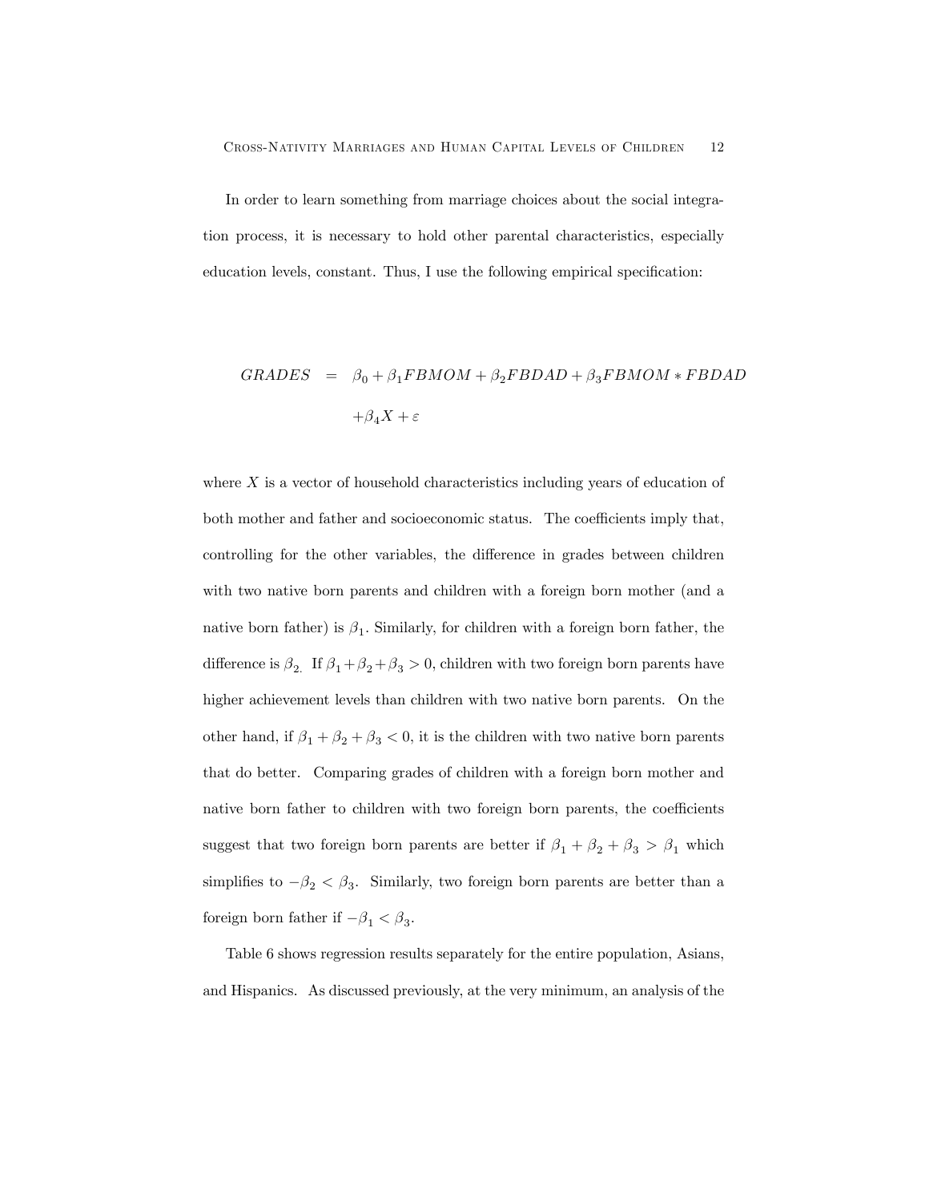In order to learn something from marriage choices about the social integration process, it is necessary to hold other parental characteristics, especially education levels, constant. Thus, I use the following empirical specification:

$$
\begin{aligned}
GRADES &= \beta_0 + \beta_1 FBMOM + \beta_2 FBDAD + \beta_3 FBMOM * FBDAD \\
&\quad + \beta_4 X + \varepsilon
\end{aligned}
$$

where $X$ is a vector of household characteristics including years of education of both mother and father and socioeconomic status. The coefficients imply that, controlling for the other variables, the difference in grades between children with two native born parents and children with a foreign born mother (and a native born father) is $\beta_1$. Similarly, for children with a foreign born father, the difference is $\beta_2$. If $\beta_1 + \beta_2 + \beta_3 > 0$, children with two foreign born parents have higher achievement levels than children with two native born parents. On the other hand, if $\beta_1 + \beta_2 + \beta_3 < 0$, it is the children with two native born parents that do better. Comparing grades of children with a foreign born mother and native born father to children with two foreign born parents, the coefficients suggest that two foreign born parents are better if $\beta_1 + \beta_2 + \beta_3 > \beta_1$ which simplifies to $-\beta_2 < \beta_3$. Similarly, two foreign born parents are better than a foreign born father if $-\beta_1 < \beta_3$.

Table 6 shows regression results separately for the entire population, Asians, and Hispanics. As discussed previously, at the very minimum, an analysis of the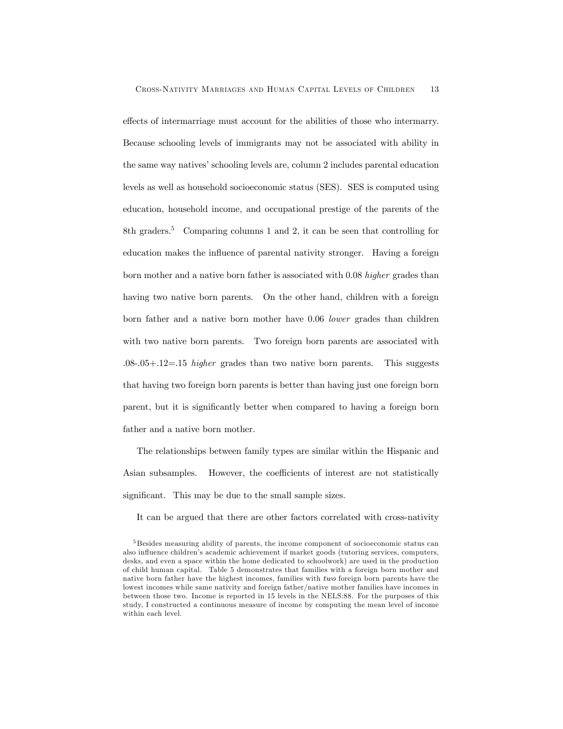effects of intermarriage must account for the abilities of those who intermarry. Because schooling levels of immigrants may not be associated with ability in the same way natives' schooling levels are, column 2 includes parental education levels as well as household socioeconomic status (SES). SES is computed using education, household income, and occupational prestige of the parents of the 8th graders.[5] Comparing columns 1 and 2, it can be seen that controlling for education makes the influence of parental nativity stronger. Having a foreign born mother and a native born father is associated with 0.08 *higher* grades than having two native born parents. On the other hand, children with a foreign born father and a native born mother have 0.06 *lower* grades than children with two native born parents. Two foreign born parents are associated with .08-.05+.12=.15 *higher* grades than two native born parents. This suggests that having two foreign born parents is better than having just one foreign born parent, but it is significantly better when compared to having a foreign born father and a native born mother.

The relationships between family types are similar within the Hispanic and Asian subsamples. However, the coefficients of interest are not statistically significant. This may be due to the small sample sizes.

It can be argued that there are other factors correlated with cross-nativity

[5] Besides measuring ability of parents, the income component of socioeconomic status can also influence children's academic achievement if market goods (tutoring services, computers, desks, and even a space within the home dedicated to schoolwork) are used in the production of child human capital. Table 5 demonstrates that families with a foreign born mother and native born father have the highest incomes, families with *two* foreign born parents have the lowest incomes while same nativity and foreign father/native mother families have incomes in between those two. Income is reported in 15 levels in the NELS:88. For the purposes of this study, I constructed a continuous measure of income by computing the mean level of income within each level.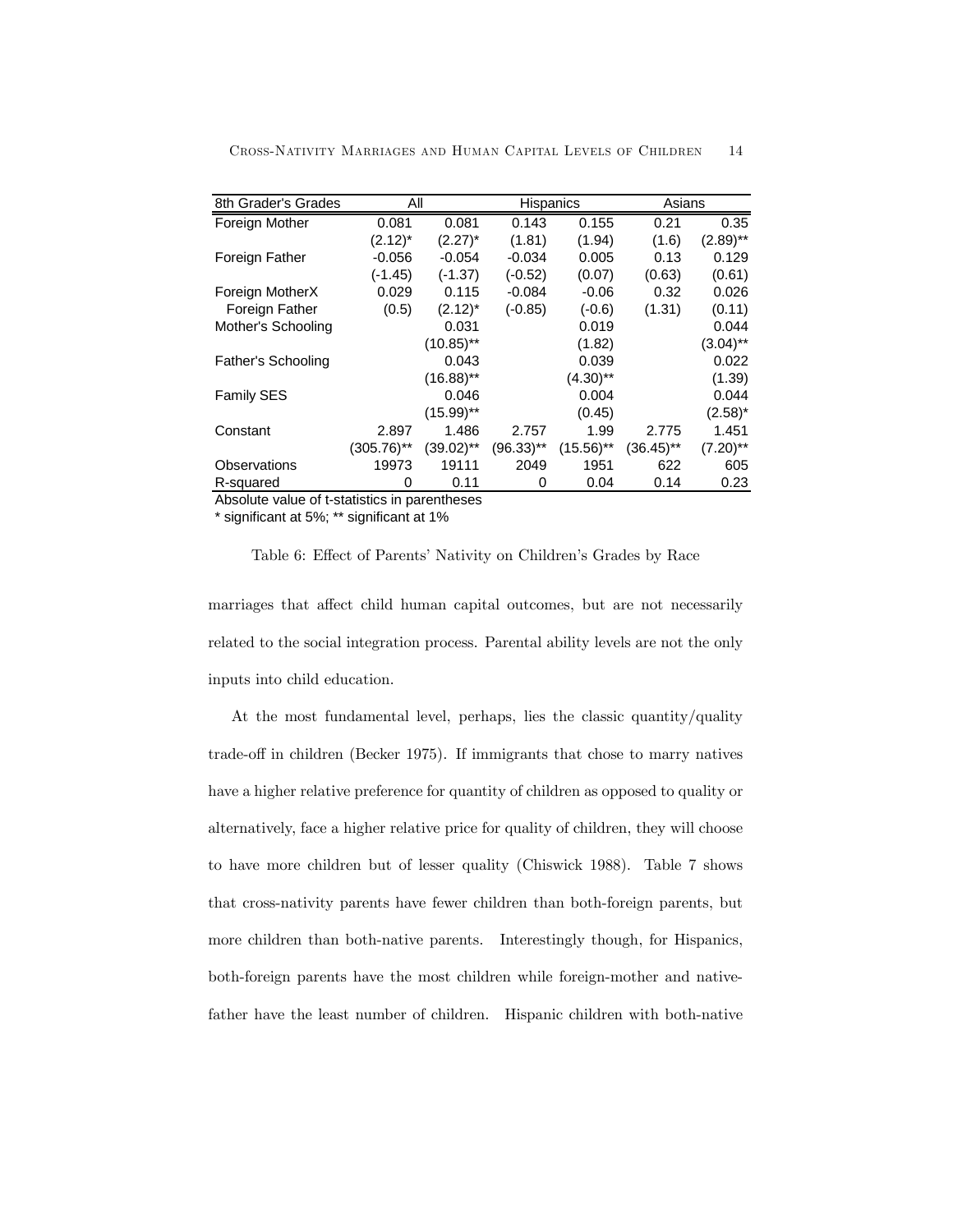| 8th Grader's Grades | All | | Hispanics | | Asians | |
|---|---|---|---|---|---|---|
| Foreign Mother | 0.081 | 0.081 | 0.143 | 0.155 | 0.21 | 0.35 |
| | (2.12)* | (2.27)* | (1.81) | (1.94) | (1.6) | (2.89)** |
| Foreign Father | -0.056 | -0.054 | -0.034 | 0.005 | 0.13 | 0.129 |
| | (-1.45) | (-1.37) | (-0.52) | (0.07) | (0.63) | (0.61) |
| Foreign MotherX Foreign Father | 0.029 | 0.115 | -0.084 | -0.06 | 0.32 | 0.026 |
| | (0.5) | (2.12)* | (-0.85) | (-0.6) | (1.31) | (0.11) |
| Mother's Schooling | | 0.031 | | 0.019 | | 0.044 |
| | | (10.85)** | | (1.82) | | (3.04)** |
| Father's Schooling | | 0.043 | | 0.039 | | 0.022 |
| | | (16.88)** | | (4.30)** | | (1.39) |
| Family SES | | 0.046 | | 0.004 | | 0.044 |
| | | (15.99)** | | (0.45) | | (2.58)* |
| Constant | 2.897 | 1.486 | 2.757 | 1.99 | 2.775 | 1.451 |
| | (305.76)** | (39.02)** | (96.33)** | (15.56)** | (36.45)** | (7.20)** |
| Observations | 19973 | 19111 | 2049 | 1951 | 622 | 605 |
| R-squared | 0 | 0.11 | 0 | 0.04 | 0.14 | 0.23 |

Absolute value of t-statistics in parentheses

* significant at 5%; ** significant at 1%

Table 6: Effect of Parents' Nativity on Children's Grades by Race

marriages that affect child human capital outcomes, but are not necessarily related to the social integration process. Parental ability levels are not the only inputs into child education.

At the most fundamental level, perhaps, lies the classic quantity/quality trade-off in children (Becker 1975). If immigrants that chose to marry natives have a higher relative preference for quantity of children as opposed to quality or alternatively, face a higher relative price for quality of children, they will choose to have more children but of lesser quality (Chiswick 1988). Table 7 shows that cross-nativity parents have fewer children than both-foreign parents, but more children than both-native parents. Interestingly though, for Hispanics, both-foreign parents have the most children while foreign-mother and native-father have the least number of children. Hispanic children with both-native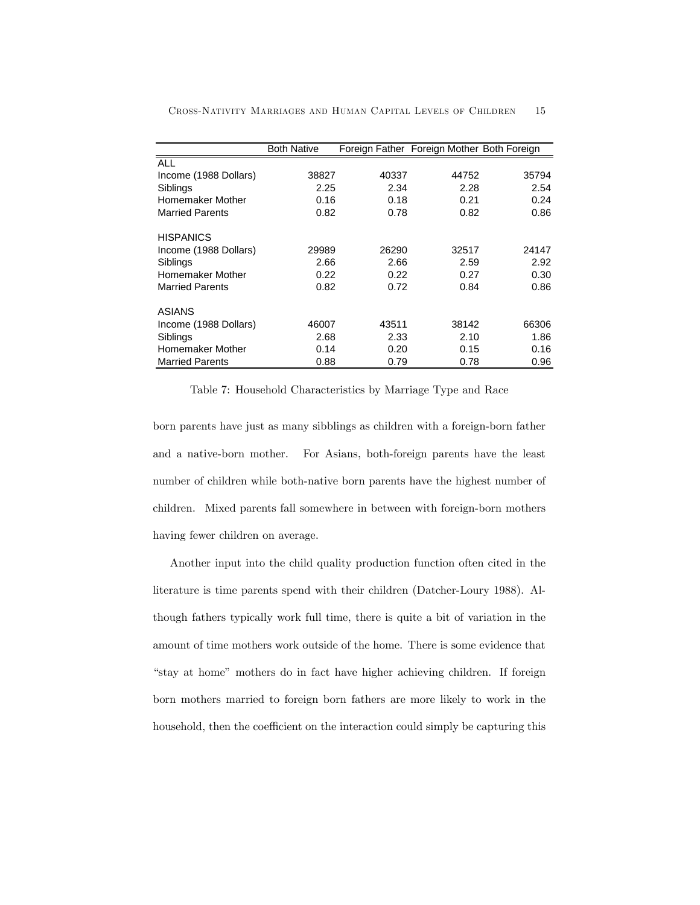| | Both Native | Foreign Father | Foreign Mother | Both Foreign |
|---|---|---|---|---|
| ALL | | | | |
| Income (1988 Dollars) | 38827 | 40337 | 44752 | 35794 |
| Siblings | 2.25 | 2.34 | 2.28 | 2.54 |
| Homemaker Mother | 0.16 | 0.18 | 0.21 | 0.24 |
| Married Parents | 0.82 | 0.78 | 0.82 | 0.86 |
| HISPANICS | | | | |
| Income (1988 Dollars) | 29989 | 26290 | 32517 | 24147 |
| Siblings | 2.66 | 2.66 | 2.59 | 2.92 |
| Homemaker Mother | 0.22 | 0.22 | 0.27 | 0.30 |
| Married Parents | 0.82 | 0.72 | 0.84 | 0.86 |
| ASIANS | | | | |
| Income (1988 Dollars) | 46007 | 43511 | 38142 | 66306 |
| Siblings | 2.68 | 2.33 | 2.10 | 1.86 |
| Homemaker Mother | 0.14 | 0.20 | 0.15 | 0.16 |
| Married Parents | 0.88 | 0.79 | 0.78 | 0.96 |

Table 7: Household Characteristics by Marriage Type and Race

born parents have just as many sibblings as children with a foreign-born father and a native-born mother. For Asians, both-foreign parents have the least number of children while both-native born parents have the highest number of children. Mixed parents fall somewhere in between with foreign-born mothers having fewer children on average.

Another input into the child quality production function often cited in the literature is time parents spend with their children (Datcher-Loury 1988). Although fathers typically work full time, there is quite a bit of variation in the amount of time mothers work outside of the home. There is some evidence that "stay at home" mothers do in fact have higher achieving children. If foreign born mothers married to foreign born fathers are more likely to work in the household, then the coefficient on the interaction could simply be capturing this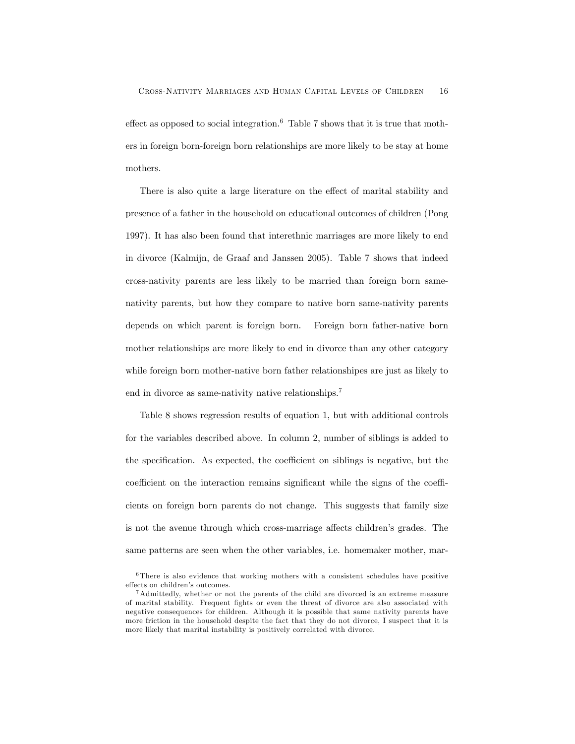effect as opposed to social integration.[6] Table 7 shows that it is true that mothers in foreign born-foreign born relationships are more likely to be stay at home mothers.

There is also quite a large literature on the effect of marital stability and presence of a father in the household on educational outcomes of children (Pong 1997). It has also been found that interethnic marriages are more likely to end in divorce (Kalmijn, de Graaf and Janssen 2005). Table 7 shows that indeed cross-nativity parents are less likely to be married than foreign born same-nativity parents, but how they compare to native born same-nativity parents depends on which parent is foreign born. Foreign born father-native born mother relationships are more likely to end in divorce than any other category while foreign born mother-native born father relationshipes are just as likely to end in divorce as same-nativity native relationships.[7]

Table 8 shows regression results of equation 1, but with additional controls for the variables described above. In column 2, number of siblings is added to the specification. As expected, the coefficient on siblings is negative, but the coefficient on the interaction remains significant while the signs of the coefficients on foreign born parents do not change. This suggests that family size is not the avenue through which cross-marriage affects children's grades. The same patterns are seen when the other variables, i.e. homemaker mother, mar-

[6]There is also evidence that working mothers with a consistent schedules have positive effects on children's outcomes.

[7]Admittedly, whether or not the parents of the child are divorced is an extreme measure of marital stability. Frequent fights or even the threat of divorce are also associated with negative consequences for children. Although it is possible that same nativity parents have more friction in the household despite the fact that they do not divorce, I suspect that it is more likely that marital instability is positively correlated with divorce.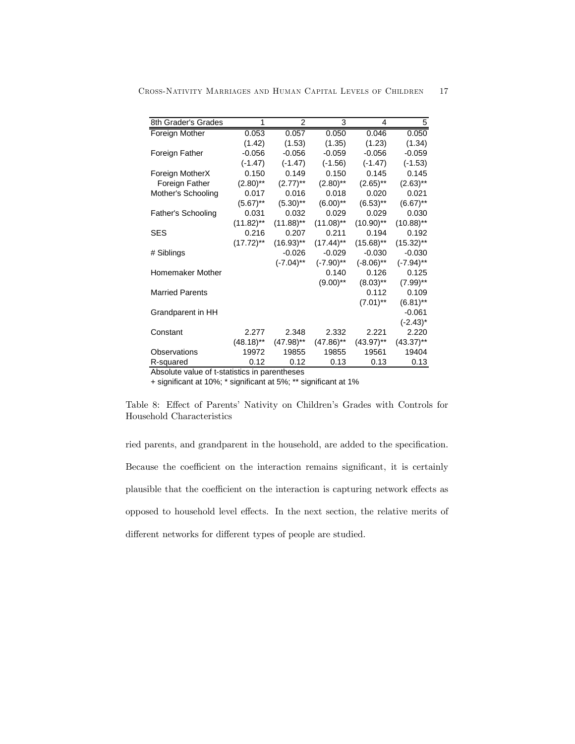| 8th Grader's Grades | 1 | 2 | 3 | 4 | 5 |
|---|---|---|---|---|---|
| Foreign Mother | 0.053 | 0.057 | 0.050 | 0.046 | 0.050 |
| | (1.42) | (1.53) | (1.35) | (1.23) | (1.34) |
| Foreign Father | -0.056 | -0.056 | -0.059 | -0.056 | -0.059 |
| | (-1.47) | (-1.47) | (-1.56) | (-1.47) | (-1.53) |
| Foreign MotherX | 0.150 | 0.149 | 0.150 | 0.145 | 0.145 |
| Foreign Father | (2.80)** | (2.77)** | (2.80)** | (2.65)** | (2.63)** |
| Mother's Schooling | 0.017 | 0.016 | 0.018 | 0.020 | 0.021 |
| | (5.67)** | (5.30)** | (6.00)** | (6.53)** | (6.67)** |
| Father's Schooling | 0.031 | 0.032 | 0.029 | 0.029 | 0.030 |
| | (11.82)** | (11.88)** | (11.08)** | (10.90)** | (10.88)** |
| SES | 0.216 | 0.207 | 0.211 | 0.194 | 0.192 |
| | (17.72)** | (16.93)** | (17.44)** | (15.68)** | (15.32)** |
| # Siblings | | -0.026 | -0.029 | -0.030 | -0.030 |
| | | (-7.04)** | (-7.90)** | (-8.06)** | (-7.94)** |
| Homemaker Mother | | | 0.140 | 0.126 | 0.125 |
| | | | (9.00)** | (8.03)** | (7.99)** |
| Married Parents | | | | 0.112 | 0.109 |
| | | | | (7.01)** | (6.81)** |
| Grandparent in HH | | | | | -0.061 |
| | | | | | (-2.43)* |
| Constant | 2.277 | 2.348 | 2.332 | 2.221 | 2.220 |
| | (48.18)** | (47.98)** | (47.86)** | (43.97)** | (43.37)** |
| Observations | 19972 | 19855 | 19855 | 19561 | 19404 |
| R-squared | 0.12 | 0.12 | 0.13 | 0.13 | 0.13 |

Absolute value of t-statistics in parentheses

+ significant at 10%; * significant at 5%; ** significant at 1%

Table 8: Effect of Parents' Nativity on Children's Grades with Controls for Household Characteristics

ried parents, and grandparent in the household, are added to the specification. Because the coefficient on the interaction remains significant, it is certainly plausible that the coefficient on the interaction is capturing network effects as opposed to household level effects. In the next section, the relative merits of different networks for different types of people are studied.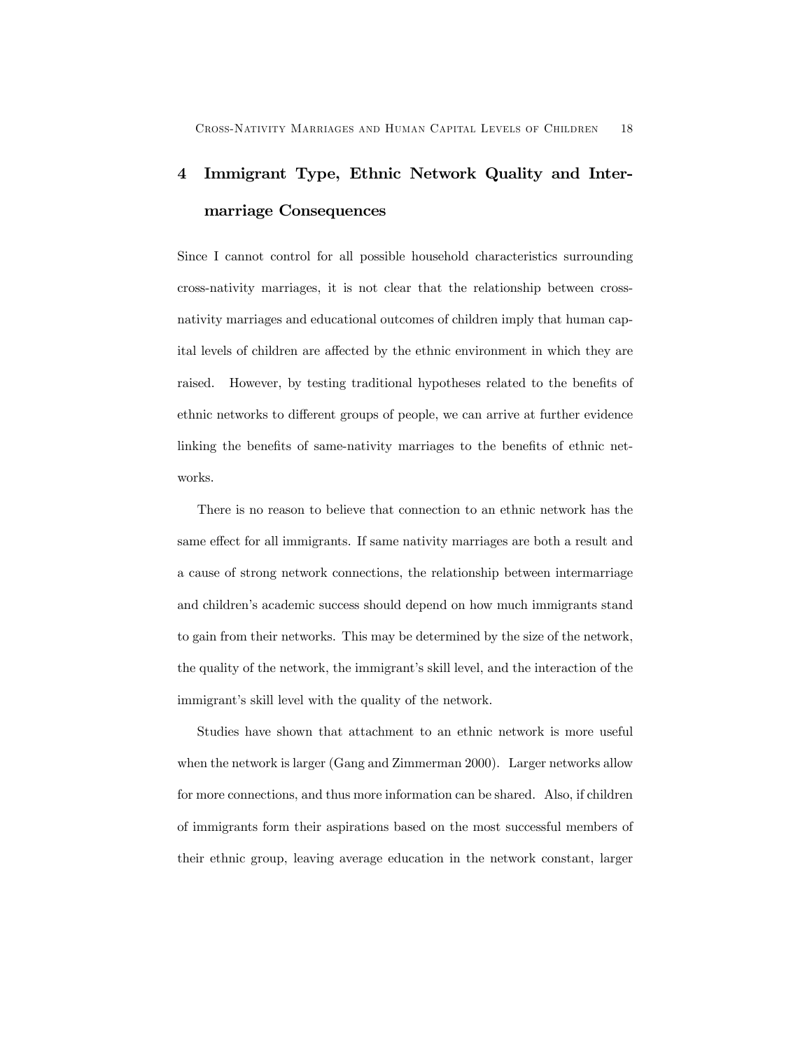# 4 Immigrant Type, Ethnic Network Quality and Intermarriage Consequences

Since I cannot control for all possible household characteristics surrounding cross-nativity marriages, it is not clear that the relationship between cross-nativity marriages and educational outcomes of children imply that human capital levels of children are affected by the ethnic environment in which they are raised. However, by testing traditional hypotheses related to the benefits of ethnic networks to different groups of people, we can arrive at further evidence linking the benefits of same-nativity marriages to the benefits of ethnic networks.

There is no reason to believe that connection to an ethnic network has the same effect for all immigrants. If same nativity marriages are both a result and a cause of strong network connections, the relationship between intermarriage and children's academic success should depend on how much immigrants stand to gain from their networks. This may be determined by the size of the network, the quality of the network, the immigrant's skill level, and the interaction of the immigrant's skill level with the quality of the network.

Studies have shown that attachment to an ethnic network is more useful when the network is larger (Gang and Zimmerman 2000). Larger networks allow for more connections, and thus more information can be shared. Also, if children of immigrants form their aspirations based on the most successful members of their ethnic group, leaving average education in the network constant, larger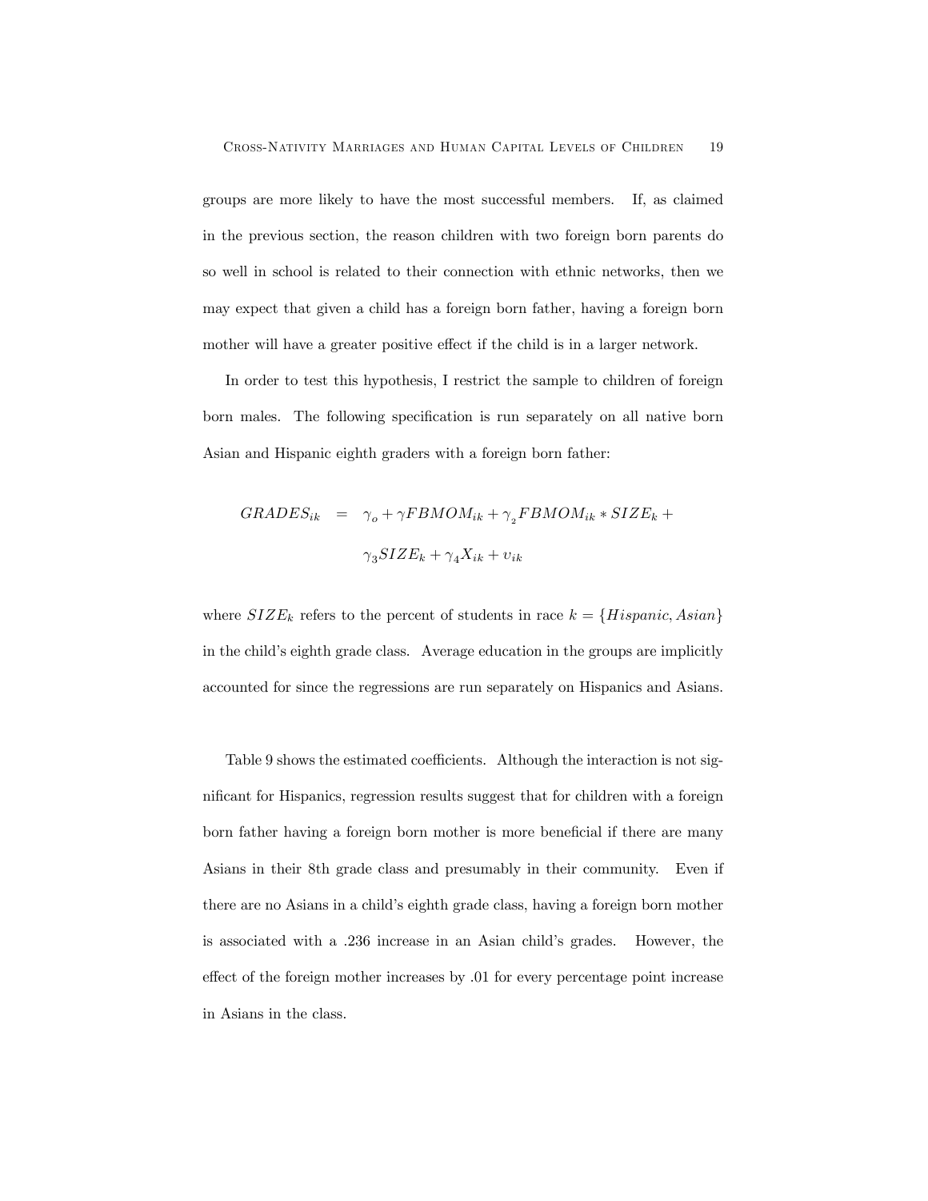groups are more likely to have the most successful members. If, as claimed in the previous section, the reason children with two foreign born parents do so well in school is related to their connection with ethnic networks, then we may expect that given a child has a foreign born father, having a foreign born mother will have a greater positive effect if the child is in a larger network.

In order to test this hypothesis, I restrict the sample to children of foreign born males. The following specification is run separately on all native born Asian and Hispanic eighth graders with a foreign born father:

$$
\begin{aligned}
GRADES_{ik} &= \gamma_o + \gamma FBMOM_{ik} + \gamma_2 FBMOM_{ik} * SIZE_k + \\
&\quad \gamma_3 SIZE_k + \gamma_4 X_{ik} + \upsilon_{ik}
\end{aligned}
$$

where $SIZE_k$ refers to the percent of students in race $k = \{Hispanic, Asian\}$ in the child's eighth grade class. Average education in the groups are implicitly accounted for since the regressions are run separately on Hispanics and Asians.

Table 9 shows the estimated coefficients. Although the interaction is not significant for Hispanics, regression results suggest that for children with a foreign born father having a foreign born mother is more beneficial if there are many Asians in their 8th grade class and presumably in their community. Even if there are no Asians in a child's eighth grade class, having a foreign born mother is associated with a .236 increase in an Asian child's grades. However, the effect of the foreign mother increases by .01 for every percentage point increase in Asians in the class.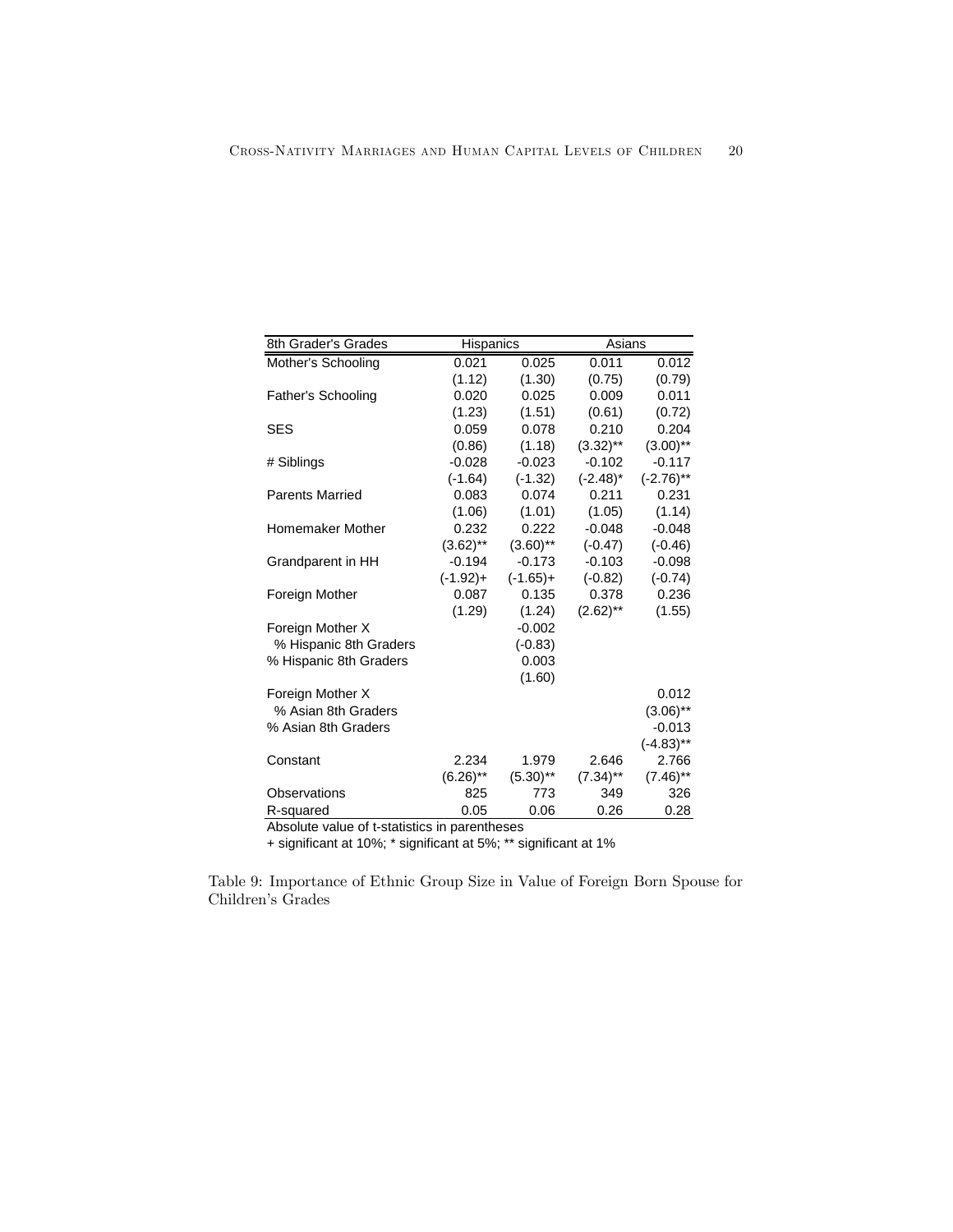| 8th Grader's Grades | Hispanics | | Asians | |
|---|---|---|---|---|
| Mother's Schooling | 0.021 | 0.025 | 0.011 | 0.012 |
| | (1.12) | (1.30) | (0.75) | (0.79) |
| Father's Schooling | 0.020 | 0.025 | 0.009 | 0.011 |
| | (1.23) | (1.51) | (0.61) | (0.72) |
| SES | 0.059 | 0.078 | 0.210 | 0.204 |
| | (0.86) | (1.18) | (3.32)** | (3.00)** |
| # Siblings | -0.028 | -0.023 | -0.102 | -0.117 |
| | (-1.64) | (-1.32) | (-2.48)* | (-2.76)** |
| Parents Married | 0.083 | 0.074 | 0.211 | 0.231 |
| | (1.06) | (1.01) | (1.05) | (1.14) |
| Homemaker Mother | 0.232 | 0.222 | -0.048 | -0.048 |
| | (3.62)** | (3.60)** | (-0.47) | (-0.46) |
| Grandparent in HH | -0.194 | -0.173 | -0.103 | -0.098 |
| | (-1.92)+ | (-1.65)+ | (-0.82) | (-0.74) |
| Foreign Mother | 0.087 | 0.135 | 0.378 | 0.236 |
| | (1.29) | (1.24) | (2.62)** | (1.55) |
| Foreign Mother X | | -0.002 | | |
| % Hispanic 8th Graders | | (-0.83) | | |
| % Hispanic 8th Graders | | 0.003 | | |
| | | (1.60) | | |
| Foreign Mother X | | | | 0.012 |
| % Asian 8th Graders | | | | (3.06)** |
| % Asian 8th Graders | | | | -0.013 |
| | | | | (-4.83)** |
| Constant | 2.234 | 1.979 | 2.646 | 2.766 |
| | (6.26)** | (5.30)** | (7.34)** | (7.46)** |
| Observations | 825 | 773 | 349 | 326 |
| R-squared | 0.05 | 0.06 | 0.26 | 0.28 |

Absolute value of t-statistics in parentheses

+ significant at 10%; * significant at 5%; ** significant at 1%

Table 9: Importance of Ethnic Group Size in Value of Foreign Born Spouse for Children's Grades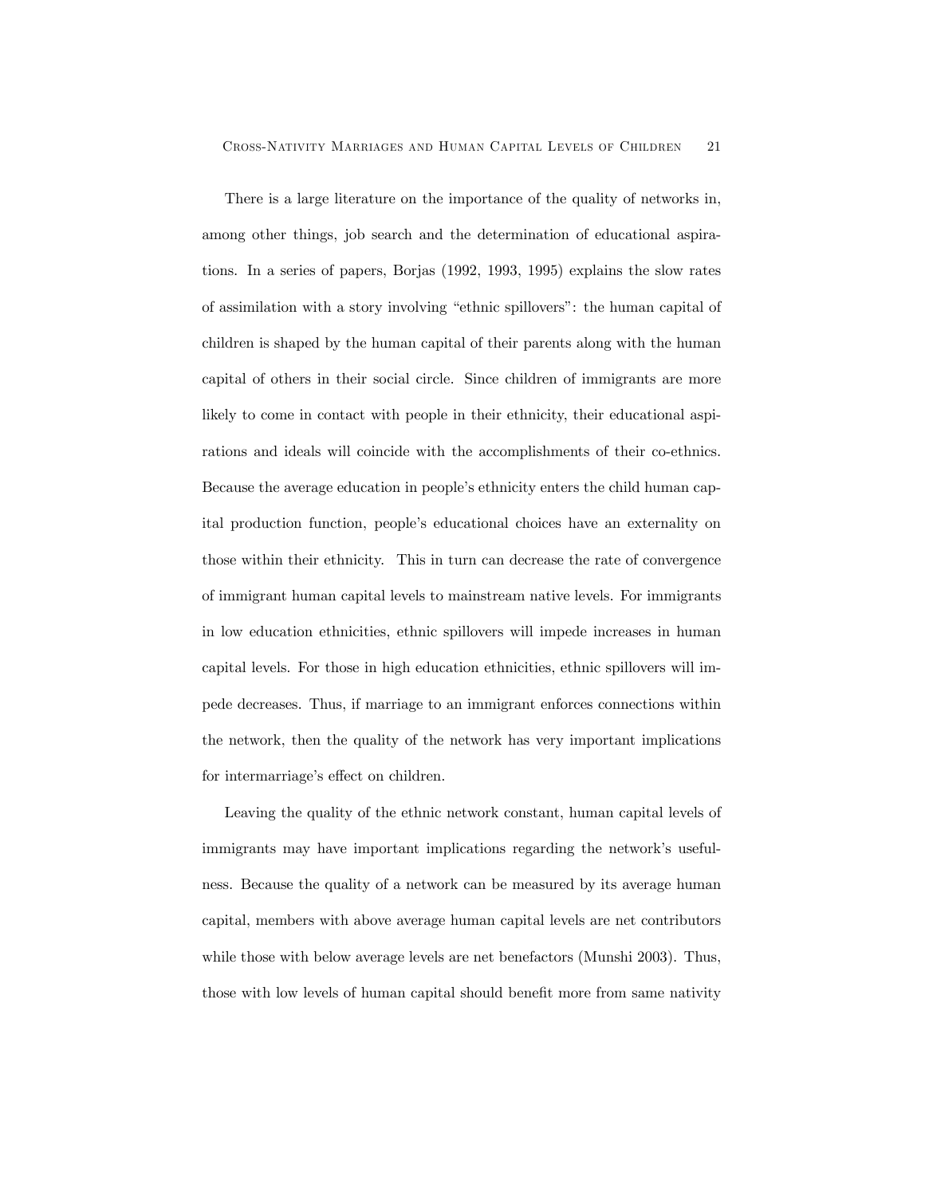There is a large literature on the importance of the quality of networks in, among other things, job search and the determination of educational aspirations. In a series of papers, Borjas (1992, 1993, 1995) explains the slow rates of assimilation with a story involving "ethnic spillovers": the human capital of children is shaped by the human capital of their parents along with the human capital of others in their social circle. Since children of immigrants are more likely to come in contact with people in their ethnicity, their educational aspirations and ideals will coincide with the accomplishments of their co-ethnics. Because the average education in people's ethnicity enters the child human capital production function, people's educational choices have an externality on those within their ethnicity. This in turn can decrease the rate of convergence of immigrant human capital levels to mainstream native levels. For immigrants in low education ethnicities, ethnic spillovers will impede increases in human capital levels. For those in high education ethnicities, ethnic spillovers will impede decreases. Thus, if marriage to an immigrant enforces connections within the network, then the quality of the network has very important implications for intermarriage's effect on children.

Leaving the quality of the ethnic network constant, human capital levels of immigrants may have important implications regarding the network's usefulness. Because the quality of a network can be measured by its average human capital, members with above average human capital levels are net contributors while those with below average levels are net benefactors (Munshi 2003). Thus, those with low levels of human capital should benefit more from same nativity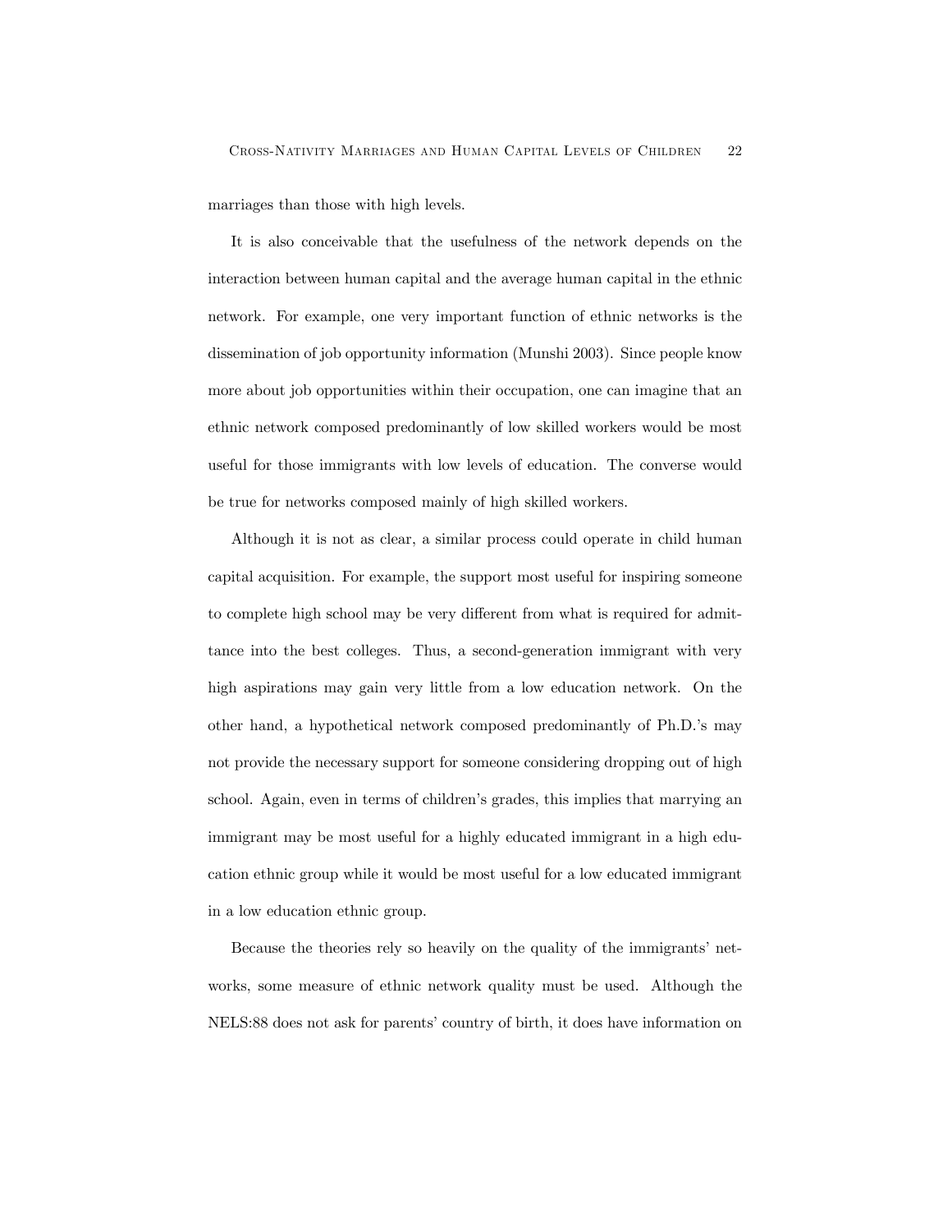marriages than those with high levels.

It is also conceivable that the usefulness of the network depends on the interaction between human capital and the average human capital in the ethnic network. For example, one very important function of ethnic networks is the dissemination of job opportunity information (Munshi 2003). Since people know more about job opportunities within their occupation, one can imagine that an ethnic network composed predominantly of low skilled workers would be most useful for those immigrants with low levels of education. The converse would be true for networks composed mainly of high skilled workers.

Although it is not as clear, a similar process could operate in child human capital acquisition. For example, the support most useful for inspiring someone to complete high school may be very different from what is required for admittance into the best colleges. Thus, a second-generation immigrant with very high aspirations may gain very little from a low education network. On the other hand, a hypothetical network composed predominantly of Ph.D.'s may not provide the necessary support for someone considering dropping out of high school. Again, even in terms of children's grades, this implies that marrying an immigrant may be most useful for a highly educated immigrant in a high education ethnic group while it would be most useful for a low educated immigrant in a low education ethnic group.

Because the theories rely so heavily on the quality of the immigrants' networks, some measure of ethnic network quality must be used. Although the NELS:88 does not ask for parents' country of birth, it does have information on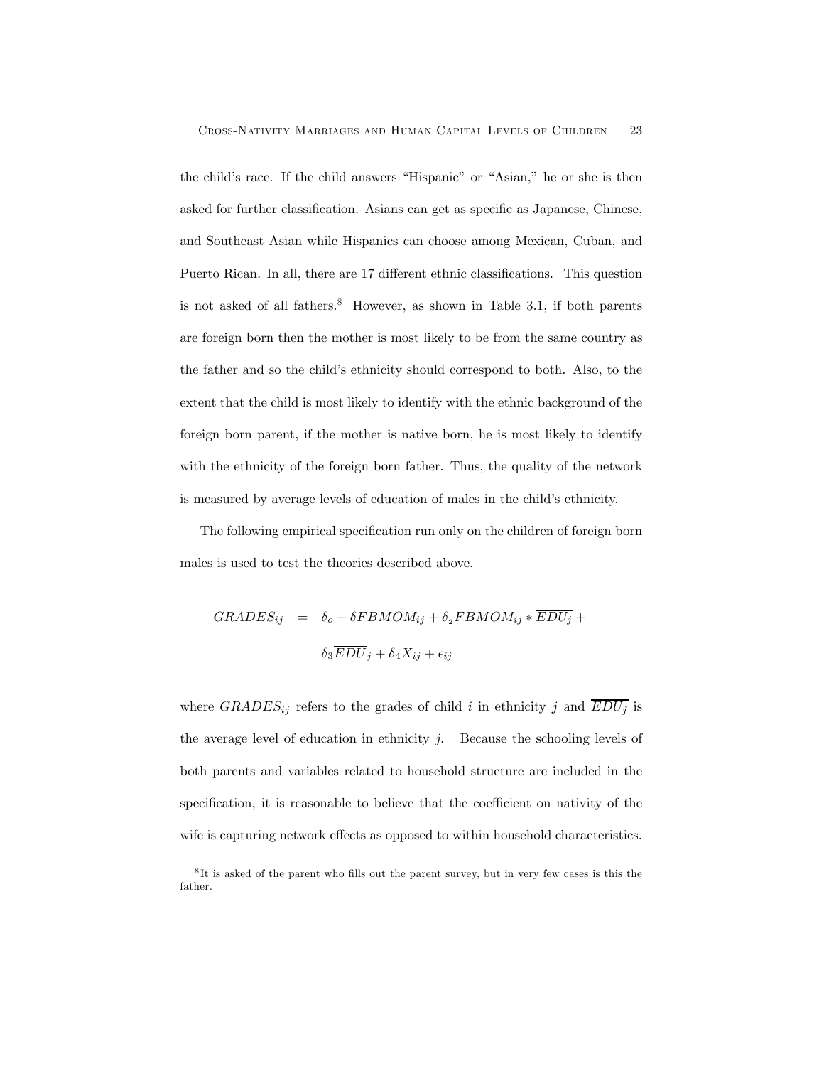the child's race. If the child answers "Hispanic" or "Asian," he or she is then asked for further classification. Asians can get as specific as Japanese, Chinese, and Southeast Asian while Hispanics can choose among Mexican, Cuban, and Puerto Rican. In all, there are 17 different ethnic classifications. This question is not asked of all fathers.[8] However, as shown in Table 3.1, if both parents are foreign born then the mother is most likely to be from the same country as the father and so the child's ethnicity should correspond to both. Also, to the extent that the child is most likely to identify with the ethnic background of the foreign born parent, if the mother is native born, he is most likely to identify with the ethnicity of the foreign born father. Thus, the quality of the network is measured by average levels of education of males in the child's ethnicity.

The following empirical specification run only on the children of foreign born males is used to test the theories described above.

$$
\begin{aligned}
GRADES_{ij} \quad &= \quad \delta_o + \delta FBMOM_{ij} + \delta_2 FBMOM_{ij} * \overline{EDU_j} + \\
&\quad \delta_3 \overline{EDU}_j + \delta_4 X_{ij} + \epsilon_{ij}
\end{aligned}
$$

where $GRADES_{ij}$ refers to the grades of child $i$ in ethnicity $j$ and $\overline{EDU_j}$ is the average level of education in ethnicity $j$. Because the schooling levels of both parents and variables related to household structure are included in the specification, it is reasonable to believe that the coefficient on nativity of the wife is capturing network effects as opposed to within household characteristics.

[8] It is asked of the parent who fills out the parent survey, but in very few cases is this the father.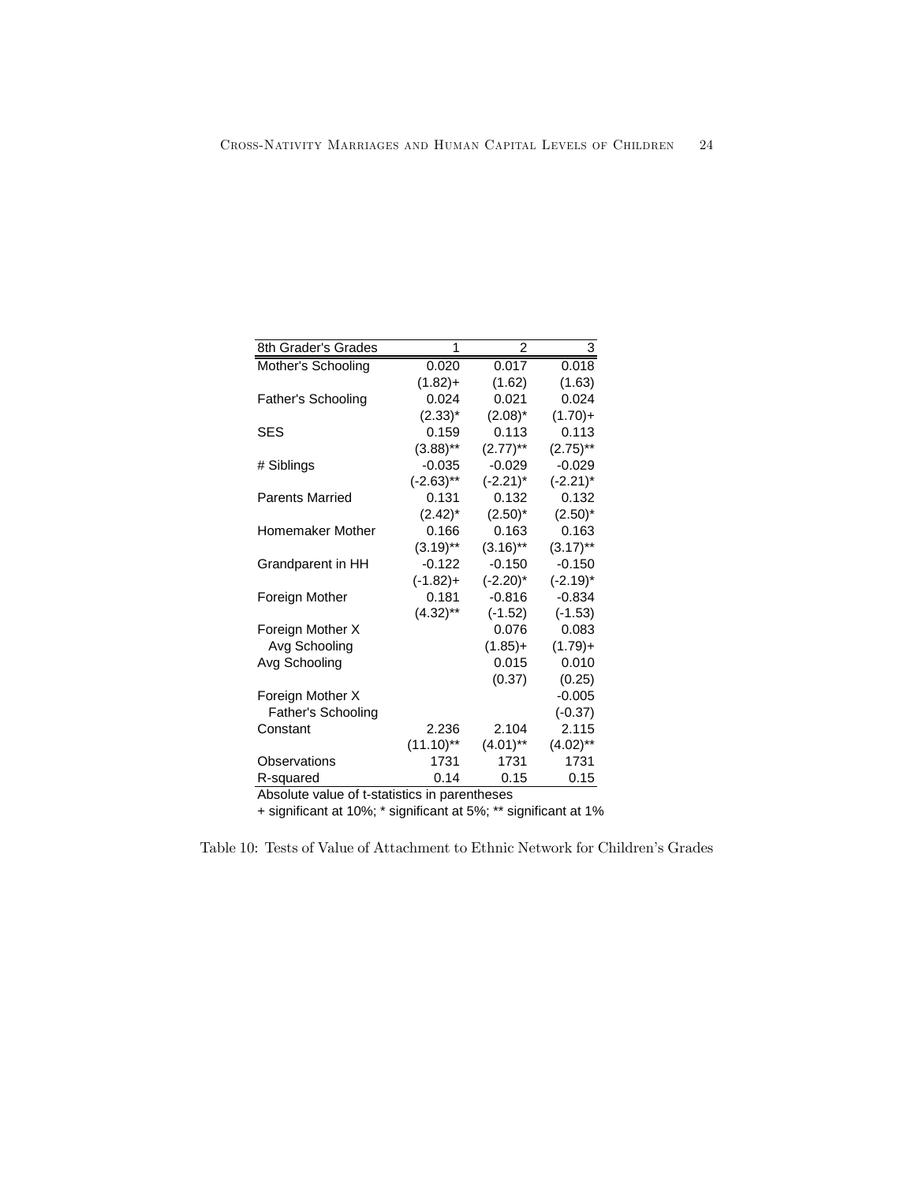| 8th Grader's Grades | 1 | 2 | 3 |
|---|---|---|---|
| Mother's Schooling | 0.020 | 0.017 | 0.018 |
| | (1.82)+ | (1.62) | (1.63) |
| Father's Schooling | 0.024 | 0.021 | 0.024 |
| | (2.33)* | (2.08)* | (1.70)+ |
| SES | 0.159 | 0.113 | 0.113 |
| | (3.88)** | (2.77)** | (2.75)** |
| # Siblings | -0.035 | -0.029 | -0.029 |
| | (-2.63)** | (-2.21)* | (-2.21)* |
| Parents Married | 0.131 | 0.132 | 0.132 |
| | (2.42)* | (2.50)* | (2.50)* |
| Homemaker Mother | 0.166 | 0.163 | 0.163 |
| | (3.19)** | (3.16)** | (3.17)** |
| Grandparent in HH | -0.122 | -0.150 | -0.150 |
| | (-1.82)+ | (-2.20)* | (-2.19)* |
| Foreign Mother | 0.181 | -0.816 | -0.834 |
| | (4.32)** | (-1.52) | (-1.53) |
| Foreign Mother X Avg Schooling | | 0.076 | 0.083 |
| | | (1.85)+ | (1.79)+ |
| Avg Schooling | | 0.015 | 0.010 |
| | | (0.37) | (0.25) |
| Foreign Mother X Father's Schooling | | | -0.005 |
| | | | (-0.37) |
| Constant | 2.236 | 2.104 | 2.115 |
| | (11.10)** | (4.01)** | (4.02)** |
| Observations | 1731 | 1731 | 1731 |
| R-squared | 0.14 | 0.15 | 0.15 |

Absolute value of t-statistics in parentheses

+ significant at 10%; * significant at 5%; ** significant at 1%

Table 10: Tests of Value of Attachment to Ethnic Network for Children's Grades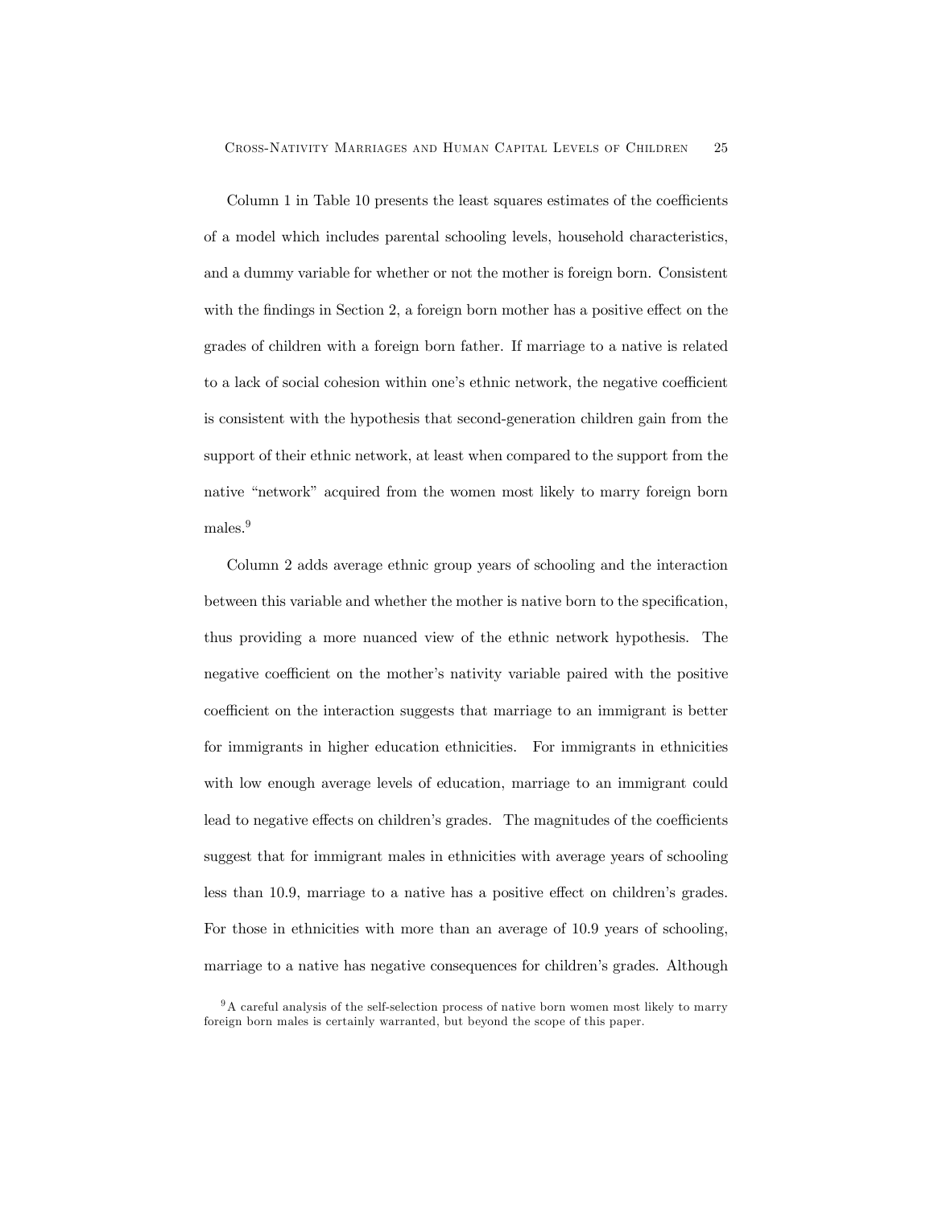Column 1 in Table 10 presents the least squares estimates of the coefficients of a model which includes parental schooling levels, household characteristics, and a dummy variable for whether or not the mother is foreign born. Consistent with the findings in Section 2, a foreign born mother has a positive effect on the grades of children with a foreign born father. If marriage to a native is related to a lack of social cohesion within one's ethnic network, the negative coefficient is consistent with the hypothesis that second-generation children gain from the support of their ethnic network, at least when compared to the support from the native "network" acquired from the women most likely to marry foreign born males.[9]

Column 2 adds average ethnic group years of schooling and the interaction between this variable and whether the mother is native born to the specification, thus providing a more nuanced view of the ethnic network hypothesis. The negative coefficient on the mother's nativity variable paired with the positive coefficient on the interaction suggests that marriage to an immigrant is better for immigrants in higher education ethnicities. For immigrants in ethnicities with low enough average levels of education, marriage to an immigrant could lead to negative effects on children's grades. The magnitudes of the coefficients suggest that for immigrant males in ethnicities with average years of schooling less than 10.9, marriage to a native has a positive effect on children's grades. For those in ethnicities with more than an average of 10.9 years of schooling, marriage to a native has negative consequences for children's grades. Although

[9] A careful analysis of the self-selection process of native born women most likely to marry foreign born males is certainly warranted, but beyond the scope of this paper.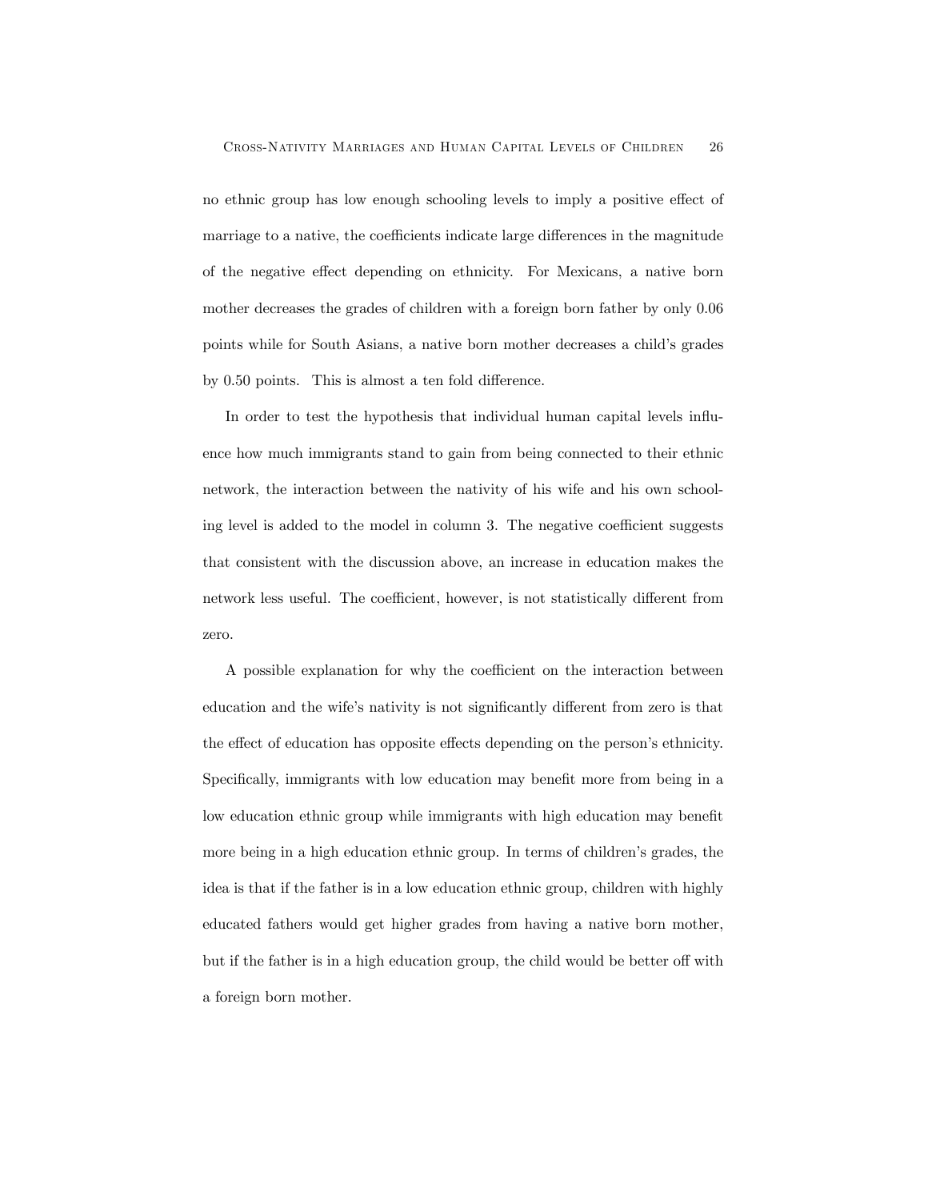no ethnic group has low enough schooling levels to imply a positive effect of marriage to a native, the coefficients indicate large differences in the magnitude of the negative effect depending on ethnicity. For Mexicans, a native born mother decreases the grades of children with a foreign born father by only 0.06 points while for South Asians, a native born mother decreases a child's grades by 0.50 points. This is almost a ten fold difference.

In order to test the hypothesis that individual human capital levels influence how much immigrants stand to gain from being connected to their ethnic network, the interaction between the nativity of his wife and his own schooling level is added to the model in column 3. The negative coefficient suggests that consistent with the discussion above, an increase in education makes the network less useful. The coefficient, however, is not statistically different from zero.

A possible explanation for why the coefficient on the interaction between education and the wife's nativity is not significantly different from zero is that the effect of education has opposite effects depending on the person's ethnicity. Specifically, immigrants with low education may benefit more from being in a low education ethnic group while immigrants with high education may benefit more being in a high education ethnic group. In terms of children's grades, the idea is that if the father is in a low education ethnic group, children with highly educated fathers would get higher grades from having a native born mother, but if the father is in a high education group, the child would be better off with a foreign born mother.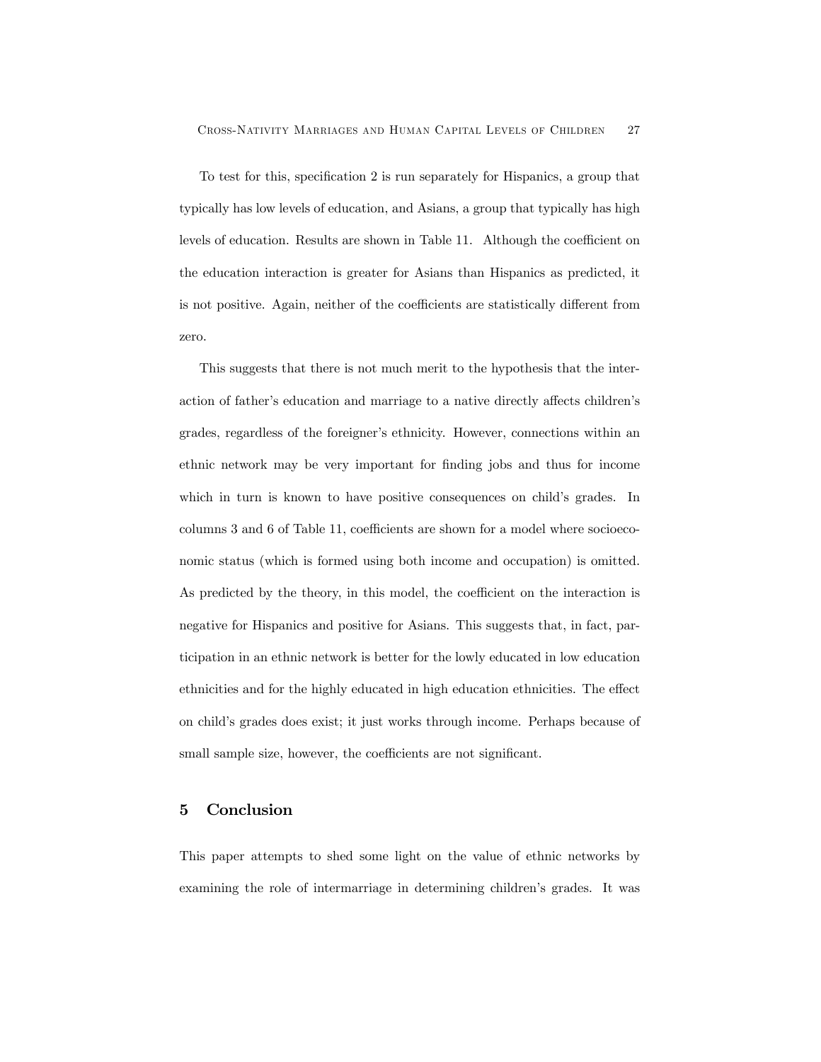To test for this, specification 2 is run separately for Hispanics, a group that typically has low levels of education, and Asians, a group that typically has high levels of education. Results are shown in Table 11. Although the coefficient on the education interaction is greater for Asians than Hispanics as predicted, it is not positive. Again, neither of the coefficients are statistically different from zero.

This suggests that there is not much merit to the hypothesis that the interaction of father's education and marriage to a native directly affects children's grades, regardless of the foreigner's ethnicity. However, connections within an ethnic network may be very important for finding jobs and thus for income which in turn is known to have positive consequences on child's grades. In columns 3 and 6 of Table 11, coefficients are shown for a model where socioeconomic status (which is formed using both income and occupation) is omitted. As predicted by the theory, in this model, the coefficient on the interaction is negative for Hispanics and positive for Asians. This suggests that, in fact, participation in an ethnic network is better for the lowly educated in low education ethnicities and for the highly educated in high education ethnicities. The effect on child's grades does exist; it just works through income. Perhaps because of small sample size, however, the coefficients are not significant.

## 5 Conclusion

This paper attempts to shed some light on the value of ethnic networks by examining the role of intermarriage in determining children's grades. It was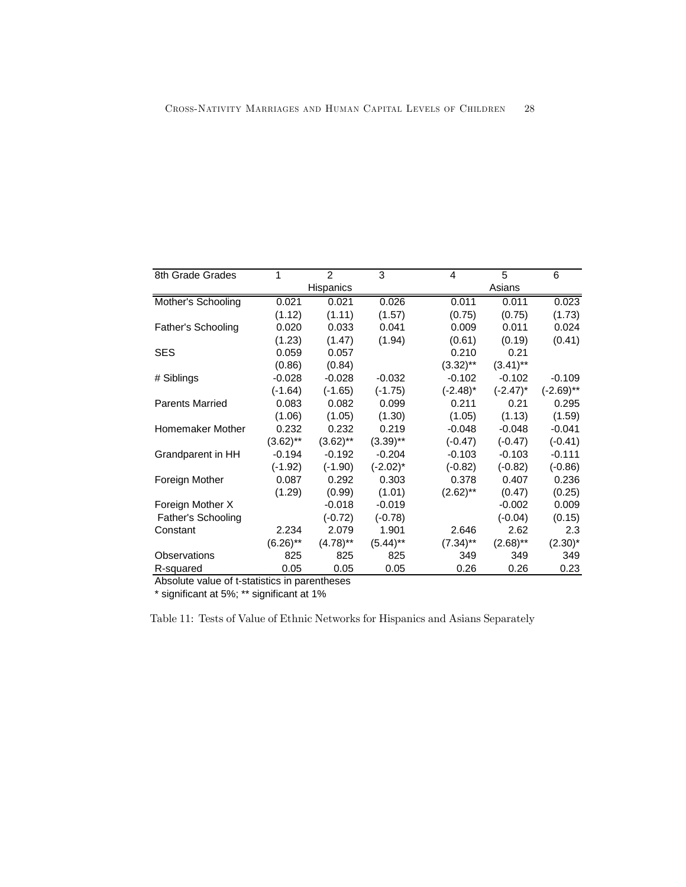| 8th Grade Grades | 1 | 2 | 3 | 4 | 5 | 6 |
|---|---|---|---|---|---|---|
| | | Hispanics | | | Asians | |
| Mother's Schooling | 0.021 | 0.021 | 0.026 | 0.011 | 0.011 | 0.023 |
| | (1.12) | (1.11) | (1.57) | (0.75) | (0.75) | (1.73) |
| Father's Schooling | 0.020 | 0.033 | 0.041 | 0.009 | 0.011 | 0.024 |
| | (1.23) | (1.47) | (1.94) | (0.61) | (0.19) | (0.41) |
| SES | 0.059 | 0.057 | | 0.210 | 0.21 | |
| | (0.86) | (0.84) | | (3.32)** | (3.41)** | |
| # Siblings | -0.028 | -0.028 | -0.032 | -0.102 | -0.102 | -0.109 |
| | (-1.64) | (-1.65) | (-1.75) | (-2.48)* | (-2.47)* | (-2.69)** |
| Parents Married | 0.083 | 0.082 | 0.099 | 0.211 | 0.21 | 0.295 |
| | (1.06) | (1.05) | (1.30) | (1.05) | (1.13) | (1.59) |
| Homemaker Mother | 0.232 | 0.232 | 0.219 | -0.048 | -0.048 | -0.041 |
| | (3.62)** | (3.62)** | (3.39)** | (-0.47) | (-0.47) | (-0.41) |
| Grandparent in HH | -0.194 | -0.192 | -0.204 | -0.103 | -0.103 | -0.111 |
| | (-1.92) | (-1.90) | (-2.02)* | (-0.82) | (-0.82) | (-0.86) |
| Foreign Mother | 0.087 | 0.292 | 0.303 | 0.378 | 0.407 | 0.236 |
| | (1.29) | (0.99) | (1.01) | (2.62)** | (0.47) | (0.25) |
| Foreign Mother X Father's Schooling | | -0.018 | -0.019 | | -0.002 | 0.009 |
| | | (-0.72) | (-0.78) | | (-0.04) | (0.15) |
| Constant | 2.234 | 2.079 | 1.901 | 2.646 | 2.62 | 2.3 |
| | (6.26)** | (4.78)** | (5.44)** | (7.34)** | (2.68)** | (2.30)* |
| Observations | 825 | 825 | 825 | 349 | 349 | 349 |
| R-squared | 0.05 | 0.05 | 0.05 | 0.26 | 0.26 | 0.23 |

Absolute value of t-statistics in parentheses

* significant at 5%; ** significant at 1%

Table 11: Tests of Value of Ethnic Networks for Hispanics and Asians Separately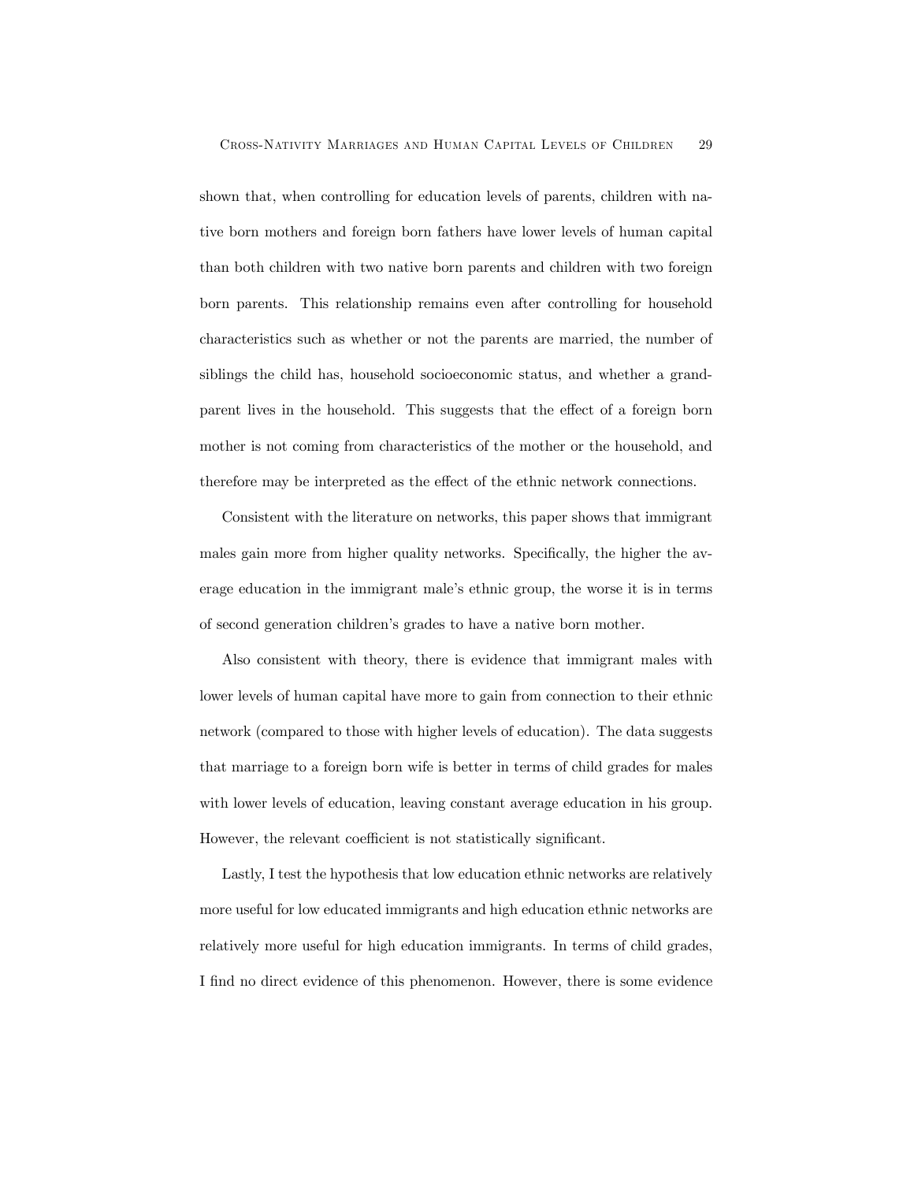shown that, when controlling for education levels of parents, children with native born mothers and foreign born fathers have lower levels of human capital than both children with two native born parents and children with two foreign born parents. This relationship remains even after controlling for household characteristics such as whether or not the parents are married, the number of siblings the child has, household socioeconomic status, and whether a grandparent lives in the household. This suggests that the effect of a foreign born mother is not coming from characteristics of the mother or the household, and therefore may be interpreted as the effect of the ethnic network connections.

Consistent with the literature on networks, this paper shows that immigrant males gain more from higher quality networks. Specifically, the higher the average education in the immigrant male's ethnic group, the worse it is in terms of second generation children's grades to have a native born mother.

Also consistent with theory, there is evidence that immigrant males with lower levels of human capital have more to gain from connection to their ethnic network (compared to those with higher levels of education). The data suggests that marriage to a foreign born wife is better in terms of child grades for males with lower levels of education, leaving constant average education in his group. However, the relevant coefficient is not statistically significant.

Lastly, I test the hypothesis that low education ethnic networks are relatively more useful for low educated immigrants and high education ethnic networks are relatively more useful for high education immigrants. In terms of child grades, I find no direct evidence of this phenomenon. However, there is some evidence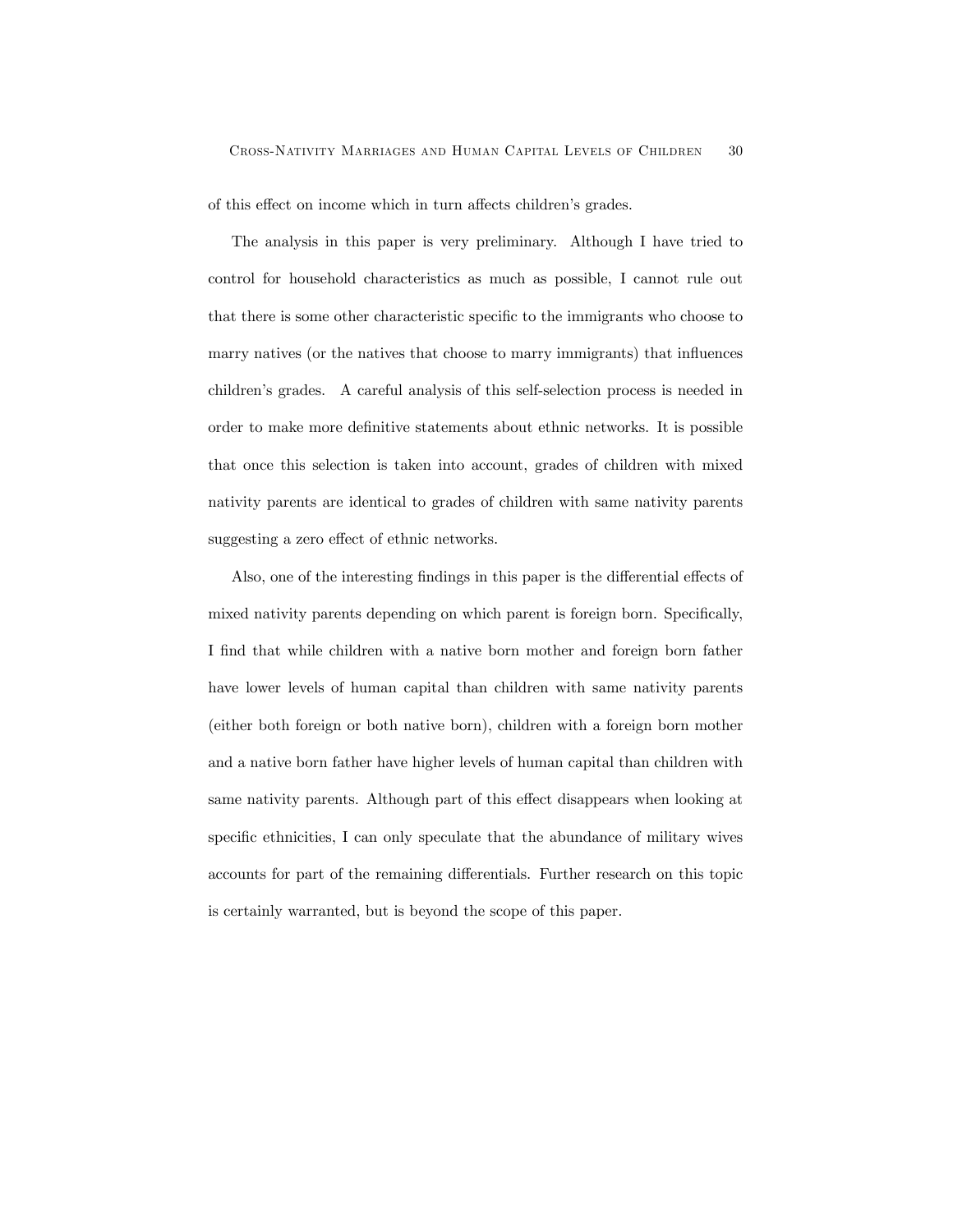of this effect on income which in turn affects children's grades.

The analysis in this paper is very preliminary. Although I have tried to control for household characteristics as much as possible, I cannot rule out that there is some other characteristic specific to the immigrants who choose to marry natives (or the natives that choose to marry immigrants) that influences children's grades. A careful analysis of this self-selection process is needed in order to make more definitive statements about ethnic networks. It is possible that once this selection is taken into account, grades of children with mixed nativity parents are identical to grades of children with same nativity parents suggesting a zero effect of ethnic networks.

Also, one of the interesting findings in this paper is the differential effects of mixed nativity parents depending on which parent is foreign born. Specifically, I find that while children with a native born mother and foreign born father have lower levels of human capital than children with same nativity parents (either both foreign or both native born), children with a foreign born mother and a native born father have higher levels of human capital than children with same nativity parents. Although part of this effect disappears when looking at specific ethnicities, I can only speculate that the abundance of military wives accounts for part of the remaining differentials. Further research on this topic is certainly warranted, but is beyond the scope of this paper.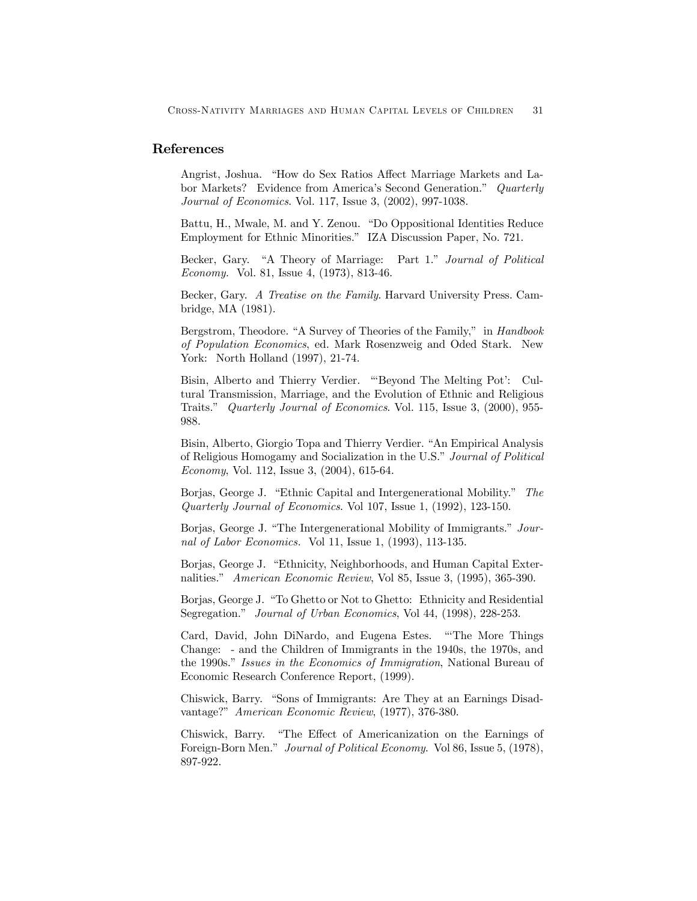## References

Angrist, Joshua. "How do Sex Ratios Affect Marriage Markets and Labor Markets? Evidence from America's Second Generation." *Quarterly Journal of Economics*. Vol. 117, Issue 3, (2002), 997-1038.

Battu, H., Mwale, M. and Y. Zenou. "Do Oppositional Identities Reduce Employment for Ethnic Minorities." IZA Discussion Paper, No. 721.

Becker, Gary. "A Theory of Marriage: Part 1." *Journal of Political Economy*. Vol. 81, Issue 4, (1973), 813-46.

Becker, Gary. *A Treatise on the Family*. Harvard University Press. Cambridge, MA (1981).

Bergstrom, Theodore. "A Survey of Theories of the Family," in *Handbook of Population Economics*, ed. Mark Rosenzweig and Oded Stark. New York: North Holland (1997), 21-74.

Bisin, Alberto and Thierry Verdier. "'Beyond The Melting Pot': Cultural Transmission, Marriage, and the Evolution of Ethnic and Religious Traits." *Quarterly Journal of Economics*. Vol. 115, Issue 3, (2000), 955-988.

Bisin, Alberto, Giorgio Topa and Thierry Verdier. "An Empirical Analysis of Religious Homogamy and Socialization in the U.S." *Journal of Political Economy*, Vol. 112, Issue 3, (2004), 615-64.

Borjas, George J. "Ethnic Capital and Intergenerational Mobility." *The Quarterly Journal of Economics*. Vol 107, Issue 1, (1992), 123-150.

Borjas, George J. "The Intergenerational Mobility of Immigrants." *Journal of Labor Economics*. Vol 11, Issue 1, (1993), 113-135.

Borjas, George J. "Ethnicity, Neighborhoods, and Human Capital Externalities." *American Economic Review*, Vol 85, Issue 3, (1995), 365-390.

Borjas, George J. "To Ghetto or Not to Ghetto: Ethnicity and Residential Segregation." *Journal of Urban Economics*, Vol 44, (1998), 228-253.

Card, David, John DiNardo, and Eugena Estes. "'The More Things Change: - and the Children of Immigrants in the 1940s, the 1970s, and the 1990s." *Issues in the Economics of Immigration*, National Bureau of Economic Research Conference Report, (1999).

Chiswick, Barry. "Sons of Immigrants: Are They at an Earnings Disadvantage?" *American Economic Review*, (1977), 376-380.

Chiswick, Barry. "The Effect of Americanization on the Earnings of Foreign-Born Men." *Journal of Political Economy*. Vol 86, Issue 5, (1978), 897-922.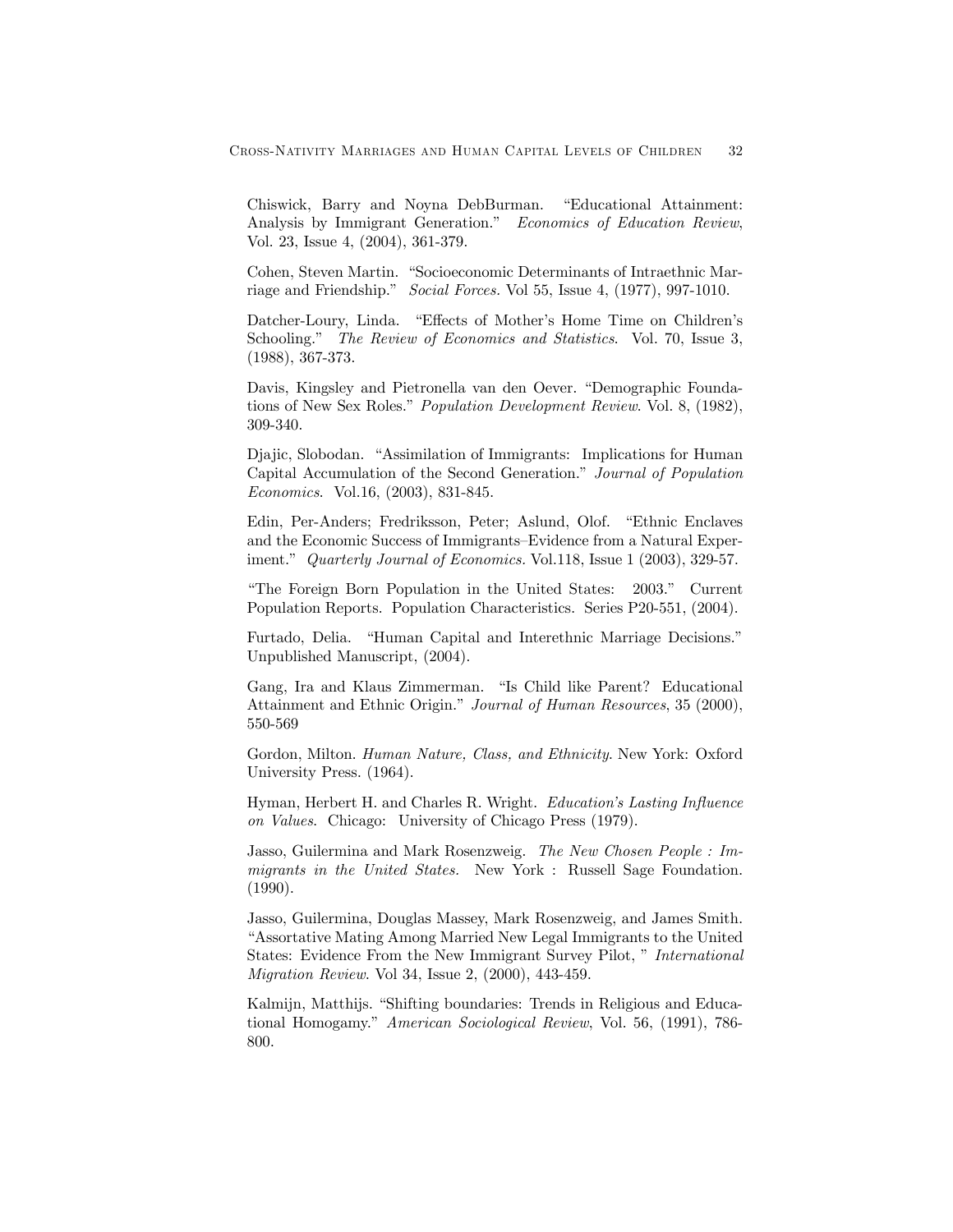Chiswick, Barry and Noyna DebBurman. "Educational Attainment: Analysis by Immigrant Generation." *Economics of Education Review*, Vol. 23, Issue 4, (2004), 361-379.

Cohen, Steven Martin. "Socioeconomic Determinants of Intraethnic Marriage and Friendship." *Social Forces.* Vol 55, Issue 4, (1977), 997-1010.

Datcher-Loury, Linda. "Effects of Mother's Home Time on Children's Schooling." *The Review of Economics and Statistics*. Vol. 70, Issue 3, (1988), 367-373.

Davis, Kingsley and Pietronella van den Oever. "Demographic Foundations of New Sex Roles." *Population Development Review*. Vol. 8, (1982), 309-340.

Djajic, Slobodan. "Assimilation of Immigrants: Implications for Human Capital Accumulation of the Second Generation." *Journal of Population Economics*. Vol.16, (2003), 831-845.

Edin, Per-Anders; Fredriksson, Peter; Aslund, Olof. "Ethnic Enclaves and the Economic Success of Immigrants–Evidence from a Natural Experiment." *Quarterly Journal of Economics.* Vol.118, Issue 1 (2003), 329-57.

"The Foreign Born Population in the United States: 2003." Current Population Reports. Population Characteristics. Series P20-551, (2004).

Furtado, Delia. "Human Capital and Interethnic Marriage Decisions." Unpublished Manuscript, (2004).

Gang, Ira and Klaus Zimmerman. "Is Child like Parent? Educational Attainment and Ethnic Origin." *Journal of Human Resources*, 35 (2000), 550-569

Gordon, Milton. *Human Nature, Class, and Ethnicity*. New York: Oxford University Press. (1964).

Hyman, Herbert H. and Charles R. Wright. *Education's Lasting Influence on Values*. Chicago: University of Chicago Press (1979).

Jasso, Guilermina and Mark Rosenzweig. *The New Chosen People : Immigrants in the United States.* New York : Russell Sage Foundation. (1990).

Jasso, Guilermina, Douglas Massey, Mark Rosenzweig, and James Smith. "Assortative Mating Among Married New Legal Immigrants to the United States: Evidence From the New Immigrant Survey Pilot, " *International Migration Review*. Vol 34, Issue 2, (2000), 443-459.

Kalmijn, Matthijs. "Shifting boundaries: Trends in Religious and Educational Homogamy." *American Sociological Review*, Vol. 56, (1991), 786-800.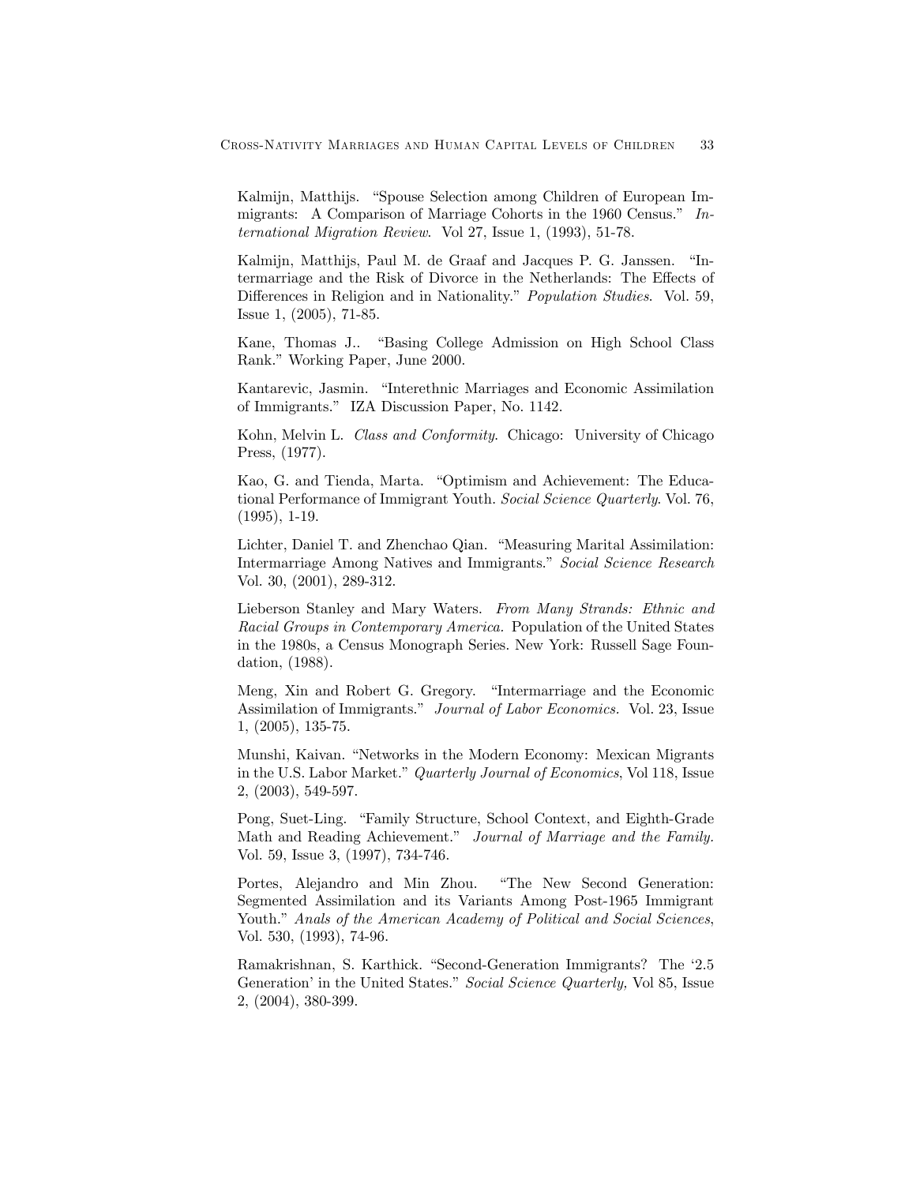Kalmijn, Matthijs. "Spouse Selection among Children of European Immigrants: A Comparison of Marriage Cohorts in the 1960 Census." *International Migration Review*. Vol 27, Issue 1, (1993), 51-78.

Kalmijn, Matthijs, Paul M. de Graaf and Jacques P. G. Janssen. "Intermarriage and the Risk of Divorce in the Netherlands: The Effects of Differences in Religion and in Nationality." *Population Studies*. Vol. 59, Issue 1, (2005), 71-85.

Kane, Thomas J.. "Basing College Admission on High School Class Rank." Working Paper, June 2000.

Kantarevic, Jasmin. "Interethnic Marriages and Economic Assimilation of Immigrants." IZA Discussion Paper, No. 1142.

Kohn, Melvin L. *Class and Conformity*. Chicago: University of Chicago Press, (1977).

Kao, G. and Tienda, Marta. "Optimism and Achievement: The Educational Performance of Immigrant Youth. *Social Science Quarterly*. Vol. 76, (1995), 1-19.

Lichter, Daniel T. and Zhenchao Qian. "Measuring Marital Assimilation: Intermarriage Among Natives and Immigrants." *Social Science Research* Vol. 30, (2001), 289-312.

Lieberson Stanley and Mary Waters. *From Many Strands: Ethnic and Racial Groups in Contemporary America.* Population of the United States in the 1980s, a Census Monograph Series. New York: Russell Sage Foundation, (1988).

Meng, Xin and Robert G. Gregory. "Intermarriage and the Economic Assimilation of Immigrants." *Journal of Labor Economics.* Vol. 23, Issue 1, (2005), 135-75.

Munshi, Kaivan. "Networks in the Modern Economy: Mexican Migrants in the U.S. Labor Market." *Quarterly Journal of Economics*, Vol 118, Issue 2, (2003), 549-597.

Pong, Suet-Ling. "Family Structure, School Context, and Eighth-Grade Math and Reading Achievement." *Journal of Marriage and the Family.* Vol. 59, Issue 3, (1997), 734-746.

Portes, Alejandro and Min Zhou. "The New Second Generation: Segmented Assimilation and its Variants Among Post-1965 Immigrant Youth." *Anals of the American Academy of Political and Social Sciences*, Vol. 530, (1993), 74-96.

Ramakrishnan, S. Karthick. "Second-Generation Immigrants? The '2.5 Generation' in the United States." *Social Science Quarterly,* Vol 85, Issue 2, (2004), 380-399.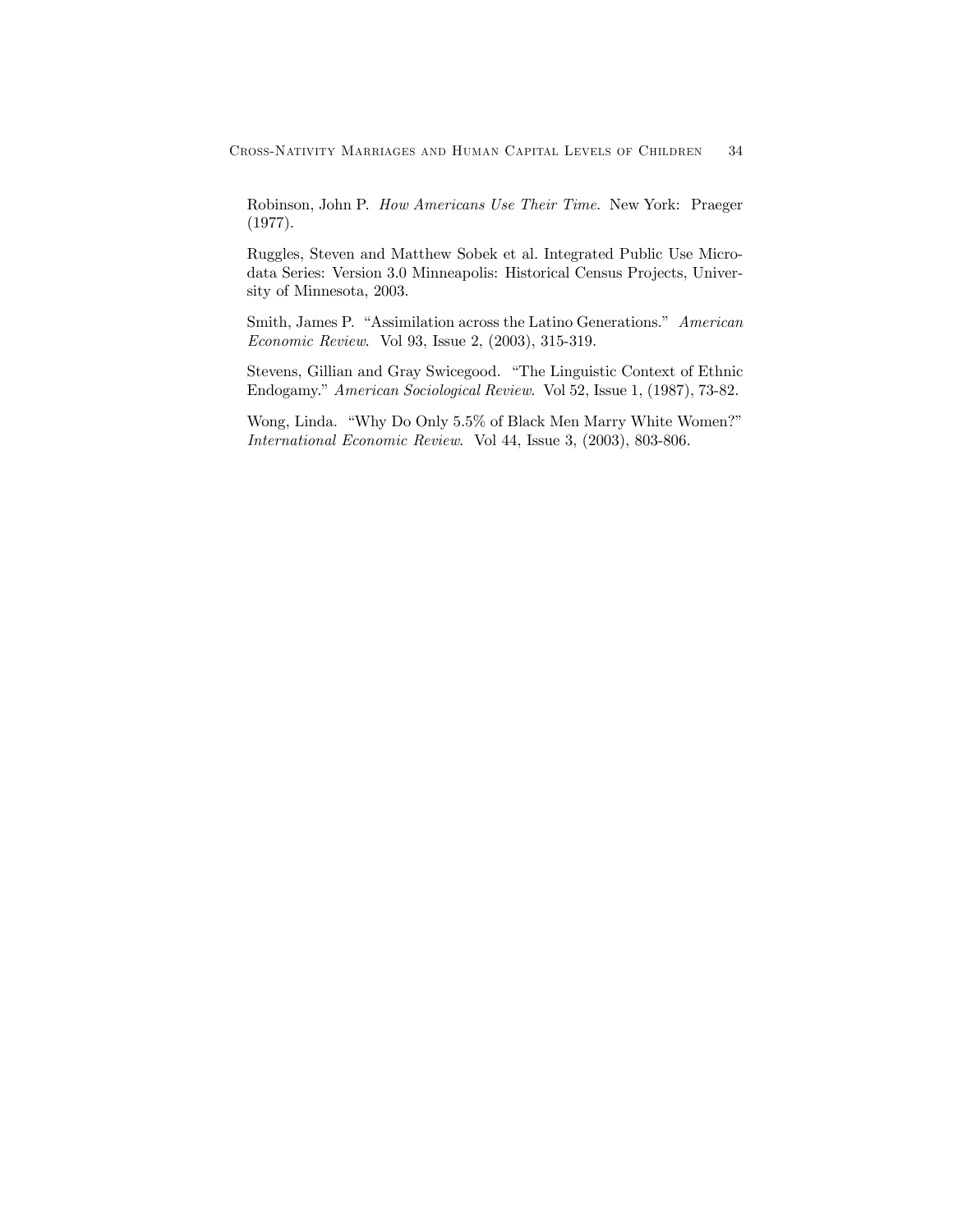Robinson, John P. *How Americans Use Their Time*. New York: Praeger (1977).

Ruggles, Steven and Matthew Sobek et al. Integrated Public Use Microdata Series: Version 3.0 Minneapolis: Historical Census Projects, University of Minnesota, 2003.

Smith, James P. "Assimilation across the Latino Generations." *American Economic Review*. Vol 93, Issue 2, (2003), 315-319.

Stevens, Gillian and Gray Swicegood. "The Linguistic Context of Ethnic Endogamy." *American Sociological Review*. Vol 52, Issue 1, (1987), 73-82.

Wong, Linda. "Why Do Only 5.5% of Black Men Marry White Women?" *International Economic Review*. Vol 44, Issue 3, (2003), 803-806.